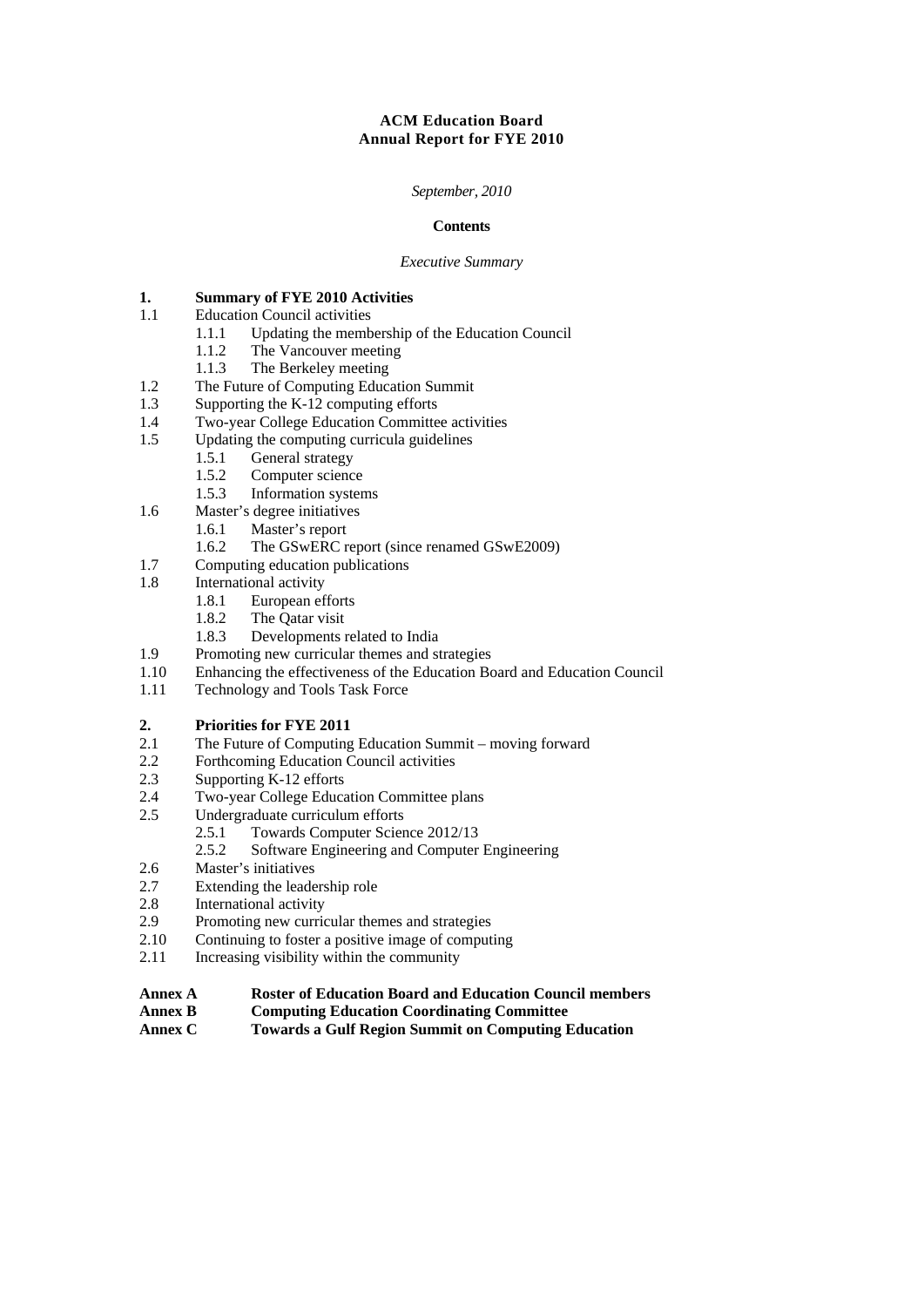# ACM Education Board
# Annual Report for FYE 2010

*September, 2010*

**Contents**

*Executive Summary*

**1. Summary of FYE 2010 Activities**

1.1 Education Council activities
- 1.1.1 Updating the membership of the Education Council
- 1.1.2 The Vancouver meeting
- 1.1.3 The Berkeley meeting

1.2 The Future of Computing Education Summit

1.3 Supporting the K-12 computing efforts

1.4 Two-year College Education Committee activities

1.5 Updating the computing curricula guidelines
- 1.5.1 General strategy
- 1.5.2 Computer science
- 1.5.3 Information systems

1.6 Master's degree initiatives
- 1.6.1 Master's report
- 1.6.2 The GSwERC report (since renamed GSwE2009)

1.7 Computing education publications

1.8 International activity
- 1.8.1 European efforts
- 1.8.2 The Qatar visit
- 1.8.3 Developments related to India

1.9 Promoting new curricular themes and strategies

1.10 Enhancing the effectiveness of the Education Board and Education Council

1.11 Technology and Tools Task Force

**2. Priorities for FYE 2011**

2.1 The Future of Computing Education Summit – moving forward

2.2 Forthcoming Education Council activities

2.3 Supporting K-12 efforts

2.4 Two-year College Education Committee plans

2.5 Undergraduate curriculum efforts
- 2.5.1 Towards Computer Science 2012/13
- 2.5.2 Software Engineering and Computer Engineering

2.6 Master's initiatives

2.7 Extending the leadership role

2.8 International activity

2.9 Promoting new curricular themes and strategies

2.10 Continuing to foster a positive image of computing

2.11 Increasing visibility within the community

**Annex A** **Roster of Education Board and Education Council members**

**Annex B** **Computing Education Coordinating Committee**

**Annex C** **Towards a Gulf Region Summit on Computing Education**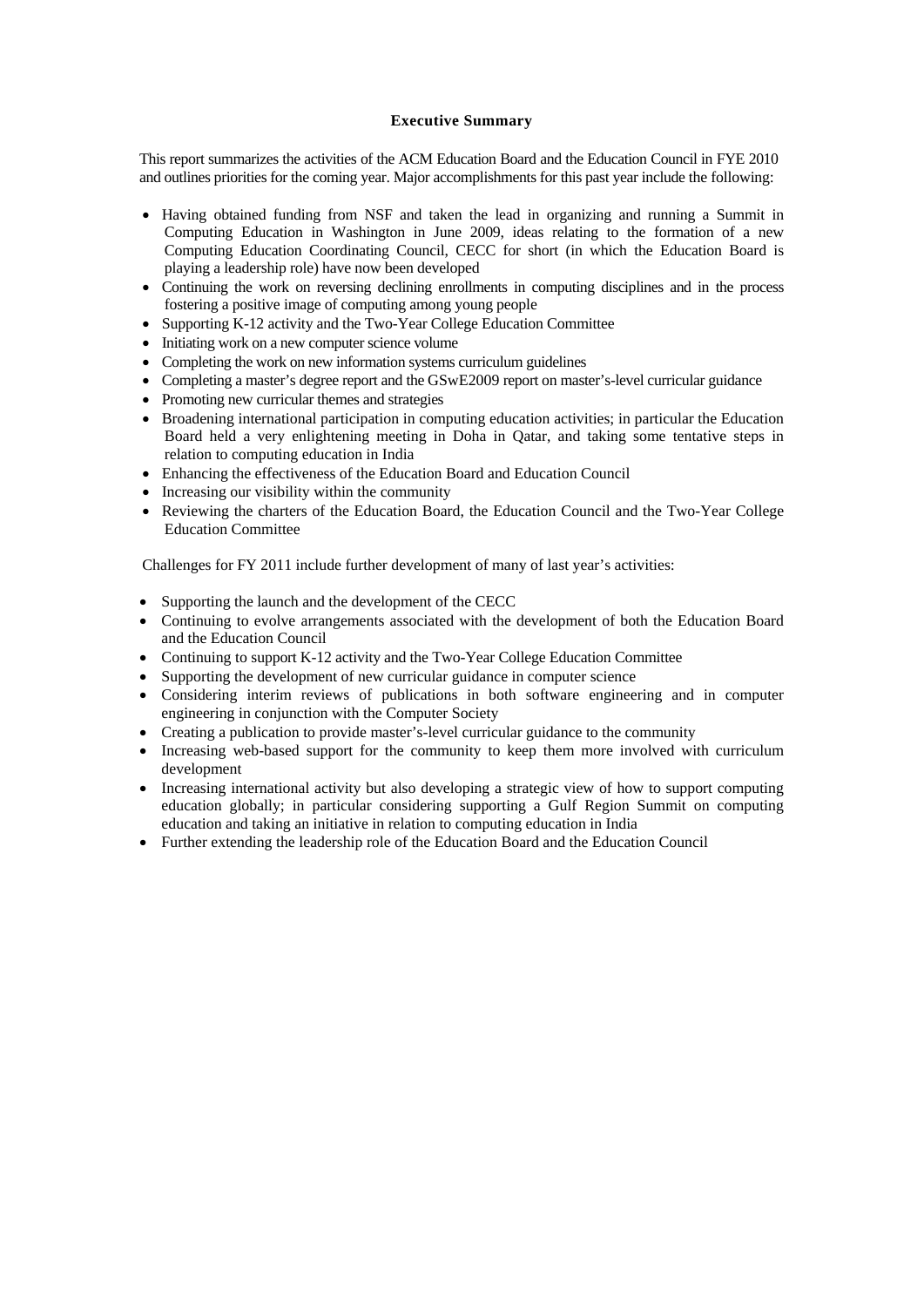## Executive Summary

This report summarizes the activities of the ACM Education Board and the Education Council in FYE 2010 and outlines priorities for the coming year. Major accomplishments for this past year include the following:

- Having obtained funding from NSF and taken the lead in organizing and running a Summit in Computing Education in Washington in June 2009, ideas relating to the formation of a new Computing Education Coordinating Council, CECC for short (in which the Education Board is playing a leadership role) have now been developed
- Continuing the work on reversing declining enrollments in computing disciplines and in the process fostering a positive image of computing among young people
- Supporting K-12 activity and the Two-Year College Education Committee
- Initiating work on a new computer science volume
- Completing the work on new information systems curriculum guidelines
- Completing a master's degree report and the GSwE2009 report on master's-level curricular guidance
- Promoting new curricular themes and strategies
- Broadening international participation in computing education activities; in particular the Education Board held a very enlightening meeting in Doha in Qatar, and taking some tentative steps in relation to computing education in India
- Enhancing the effectiveness of the Education Board and Education Council
- Increasing our visibility within the community
- Reviewing the charters of the Education Board, the Education Council and the Two-Year College Education Committee

Challenges for FY 2011 include further development of many of last year's activities:

- Supporting the launch and the development of the CECC
- Continuing to evolve arrangements associated with the development of both the Education Board and the Education Council
- Continuing to support K-12 activity and the Two-Year College Education Committee
- Supporting the development of new curricular guidance in computer science
- Considering interim reviews of publications in both software engineering and in computer engineering in conjunction with the Computer Society
- Creating a publication to provide master's-level curricular guidance to the community
- Increasing web-based support for the community to keep them more involved with curriculum development
- Increasing international activity but also developing a strategic view of how to support computing education globally; in particular considering supporting a Gulf Region Summit on computing education and taking an initiative in relation to computing education in India
- Further extending the leadership role of the Education Board and the Education Council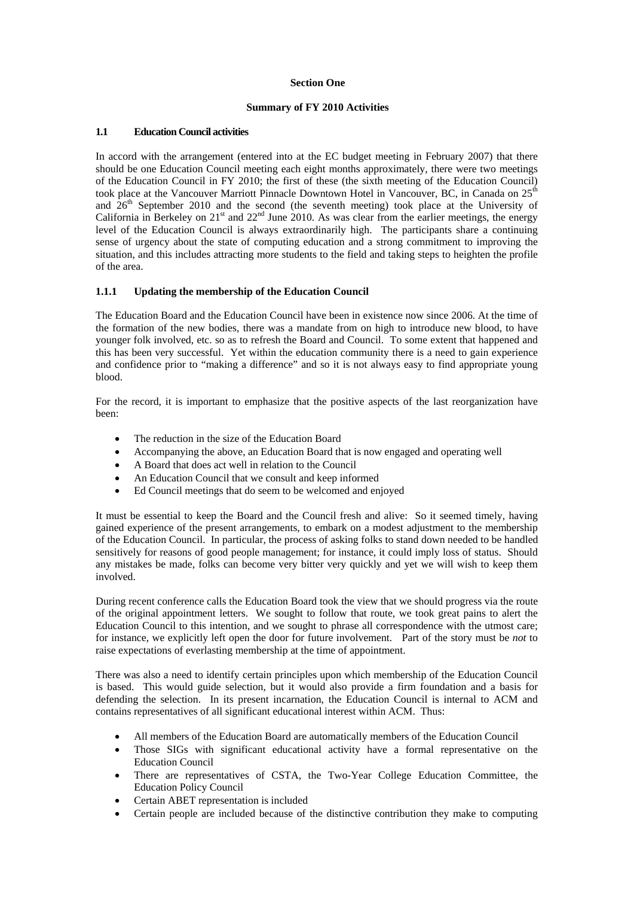**Section One**

**Summary of FY 2010 Activities**

### 1.1 Education Council activities

In accord with the arrangement (entered into at the EC budget meeting in February 2007) that there should be one Education Council meeting each eight months approximately, there were two meetings of the Education Council in FY 2010; the first of these (the sixth meeting of the Education Council) took place at the Vancouver Marriott Pinnacle Downtown Hotel in Vancouver, BC, in Canada on 25th and 26th September 2010 and the second (the seventh meeting) took place at the University of California in Berkeley on 21st and 22nd June 2010. As was clear from the earlier meetings, the energy level of the Education Council is always extraordinarily high. The participants share a continuing sense of urgency about the state of computing education and a strong commitment to improving the situation, and this includes attracting more students to the field and taking steps to heighten the profile of the area.

#### 1.1.1 Updating the membership of the Education Council

The Education Board and the Education Council have been in existence now since 2006. At the time of the formation of the new bodies, there was a mandate from on high to introduce new blood, to have younger folk involved, etc. so as to refresh the Board and Council. To some extent that happened and this has been very successful. Yet within the education community there is a need to gain experience and confidence prior to "making a difference" and so it is not always easy to find appropriate young blood.

For the record, it is important to emphasize that the positive aspects of the last reorganization have been:

- The reduction in the size of the Education Board
- Accompanying the above, an Education Board that is now engaged and operating well
- A Board that does act well in relation to the Council
- An Education Council that we consult and keep informed
- Ed Council meetings that do seem to be welcomed and enjoyed

It must be essential to keep the Board and the Council fresh and alive: So it seemed timely, having gained experience of the present arrangements, to embark on a modest adjustment to the membership of the Education Council. In particular, the process of asking folks to stand down needed to be handled sensitively for reasons of good people management; for instance, it could imply loss of status. Should any mistakes be made, folks can become very bitter very quickly and yet we will wish to keep them involved.

During recent conference calls the Education Board took the view that we should progress via the route of the original appointment letters. We sought to follow that route, we took great pains to alert the Education Council to this intention, and we sought to phrase all correspondence with the utmost care; for instance, we explicitly left open the door for future involvement. Part of the story must be *not* to raise expectations of everlasting membership at the time of appointment.

There was also a need to identify certain principles upon which membership of the Education Council is based. This would guide selection, but it would also provide a firm foundation and a basis for defending the selection. In its present incarnation, the Education Council is internal to ACM and contains representatives of all significant educational interest within ACM. Thus:

- All members of the Education Board are automatically members of the Education Council
- Those SIGs with significant educational activity have a formal representative on the Education Council
- There are representatives of CSTA, the Two-Year College Education Committee, the Education Policy Council
- Certain ABET representation is included
- Certain people are included because of the distinctive contribution they make to computing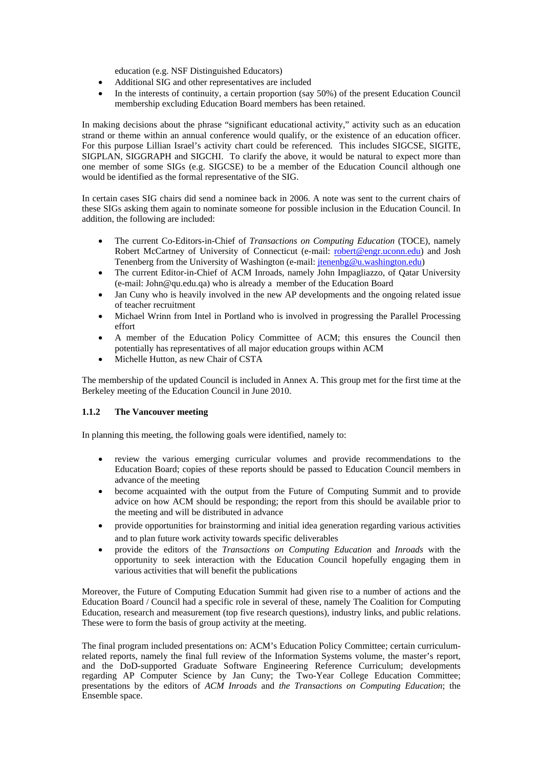education (e.g. NSF Distinguished Educators)
- Additional SIG and other representatives are included
- In the interests of continuity, a certain proportion (say 50%) of the present Education Council membership excluding Education Board members has been retained.

In making decisions about the phrase "significant educational activity," activity such as an education strand or theme within an annual conference would qualify, or the existence of an education officer. For this purpose Lillian Israel's activity chart could be referenced. This includes SIGCSE, SIGITE, SIGPLAN, SIGGRAPH and SIGCHI. To clarify the above, it would be natural to expect more than one member of some SIGs (e.g. SIGCSE) to be a member of the Education Council although one would be identified as the formal representative of the SIG.

In certain cases SIG chairs did send a nominee back in 2006. A note was sent to the current chairs of these SIGs asking them again to nominate someone for possible inclusion in the Education Council. In addition, the following are included:

- The current Co-Editors-in-Chief of *Transactions on Computing Education* (TOCE), namely Robert McCartney of University of Connecticut (e-mail: robert@engr.uconn.edu) and Josh Tenenberg from the University of Washington (e-mail: jtenenbg@u.washington.edu)
- The current Editor-in-Chief of ACM Inroads, namely John Impagliazzo, of Qatar University (e-mail: John@qu.edu.qa) who is already a member of the Education Board
- Jan Cuny who is heavily involved in the new AP developments and the ongoing related issue of teacher recruitment
- Michael Wrinn from Intel in Portland who is involved in progressing the Parallel Processing effort
- A member of the Education Policy Committee of ACM; this ensures the Council then potentially has representatives of all major education groups within ACM
- Michelle Hutton, as new Chair of CSTA

The membership of the updated Council is included in Annex A. This group met for the first time at the Berkeley meeting of the Education Council in June 2010.

#### 1.1.2 The Vancouver meeting

In planning this meeting, the following goals were identified, namely to:

- review the various emerging curricular volumes and provide recommendations to the Education Board; copies of these reports should be passed to Education Council members in advance of the meeting
- become acquainted with the output from the Future of Computing Summit and to provide advice on how ACM should be responding; the report from this should be available prior to the meeting and will be distributed in advance
- provide opportunities for brainstorming and initial idea generation regarding various activities and to plan future work activity towards specific deliverables
- provide the editors of the *Transactions on Computing Education* and *Inroads* with the opportunity to seek interaction with the Education Council hopefully engaging them in various activities that will benefit the publications

Moreover, the Future of Computing Education Summit had given rise to a number of actions and the Education Board / Council had a specific role in several of these, namely The Coalition for Computing Education, research and measurement (top five research questions), industry links, and public relations. These were to form the basis of group activity at the meeting.

The final program included presentations on: ACM's Education Policy Committee; certain curriculum-related reports, namely the final full review of the Information Systems volume, the master's report, and the DoD-supported Graduate Software Engineering Reference Curriculum; developments regarding AP Computer Science by Jan Cuny; the Two-Year College Education Committee; presentations by the editors of *ACM Inroads* and *the Transactions on Computing Education*; the Ensemble space.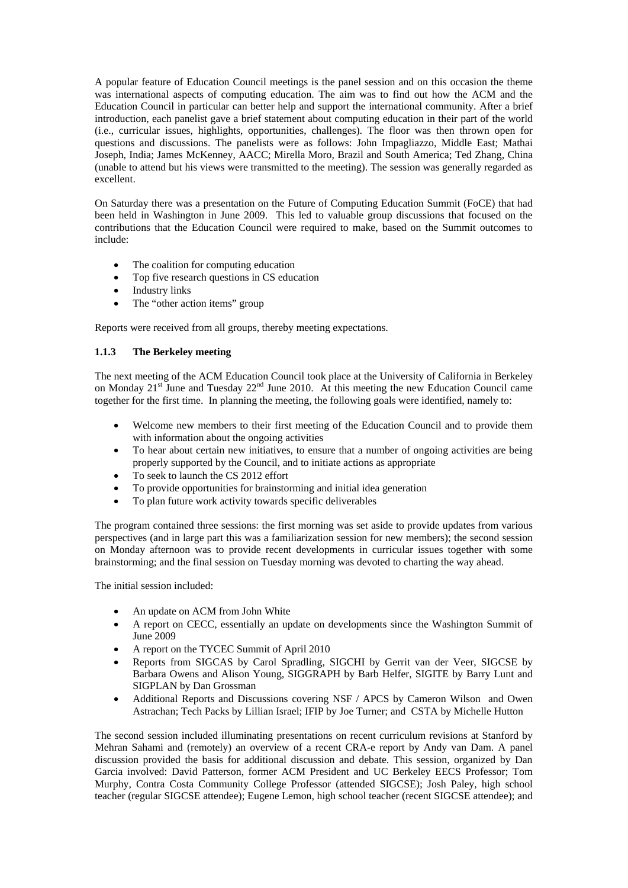A popular feature of Education Council meetings is the panel session and on this occasion the theme was international aspects of computing education. The aim was to find out how the ACM and the Education Council in particular can better help and support the international community. After a brief introduction, each panelist gave a brief statement about computing education in their part of the world (i.e., curricular issues, highlights, opportunities, challenges). The floor was then thrown open for questions and discussions. The panelists were as follows: John Impagliazzo, Middle East; Mathai Joseph, India; James McKenney, AACC; Mirella Moro, Brazil and South America; Ted Zhang, China (unable to attend but his views were transmitted to the meeting). The session was generally regarded as excellent.

On Saturday there was a presentation on the Future of Computing Education Summit (FoCE) that had been held in Washington in June 2009. This led to valuable group discussions that focused on the contributions that the Education Council were required to make, based on the Summit outcomes to include:

- The coalition for computing education
- Top five research questions in CS education
- Industry links
- The "other action items" group

Reports were received from all groups, thereby meeting expectations.

### 1.1.3 The Berkeley meeting

The next meeting of the ACM Education Council took place at the University of California in Berkeley on Monday 21st June and Tuesday 22nd June 2010. At this meeting the new Education Council came together for the first time. In planning the meeting, the following goals were identified, namely to:

- Welcome new members to their first meeting of the Education Council and to provide them with information about the ongoing activities
- To hear about certain new initiatives, to ensure that a number of ongoing activities are being properly supported by the Council, and to initiate actions as appropriate
- To seek to launch the CS 2012 effort
- To provide opportunities for brainstorming and initial idea generation
- To plan future work activity towards specific deliverables

The program contained three sessions: the first morning was set aside to provide updates from various perspectives (and in large part this was a familiarization session for new members); the second session on Monday afternoon was to provide recent developments in curricular issues together with some brainstorming; and the final session on Tuesday morning was devoted to charting the way ahead.

The initial session included:

- An update on ACM from John White
- A report on CECC, essentially an update on developments since the Washington Summit of June 2009
- A report on the TYCEC Summit of April 2010
- Reports from SIGCAS by Carol Spradling, SIGCHI by Gerrit van der Veer, SIGCSE by Barbara Owens and Alison Young, SIGGRAPH by Barb Helfer, SIGITE by Barry Lunt and SIGPLAN by Dan Grossman
- Additional Reports and Discussions covering NSF / APCS by Cameron Wilson and Owen Astrachan; Tech Packs by Lillian Israel; IFIP by Joe Turner; and CSTA by Michelle Hutton

The second session included illuminating presentations on recent curriculum revisions at Stanford by Mehran Sahami and (remotely) an overview of a recent CRA-e report by Andy van Dam. A panel discussion provided the basis for additional discussion and debate. This session, organized by Dan Garcia involved: David Patterson, former ACM President and UC Berkeley EECS Professor; Tom Murphy, Contra Costa Community College Professor (attended SIGCSE); Josh Paley, high school teacher (regular SIGCSE attendee); Eugene Lemon, high school teacher (recent SIGCSE attendee); and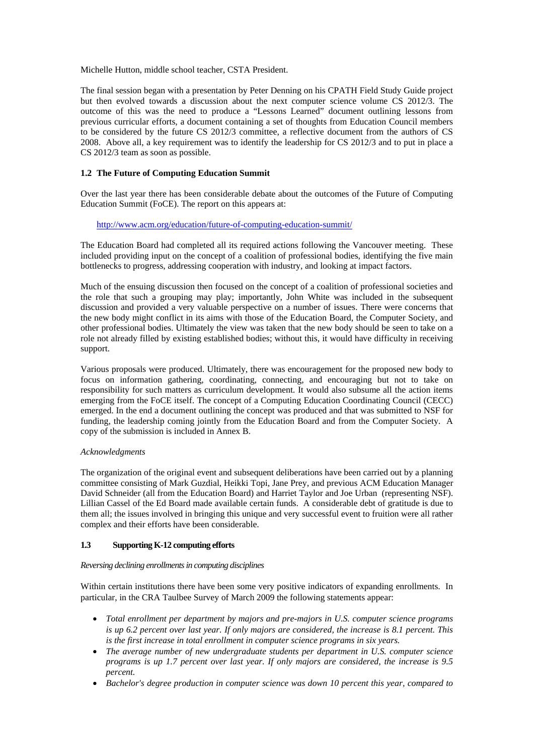Michelle Hutton, middle school teacher, CSTA President.

The final session began with a presentation by Peter Denning on his CPATH Field Study Guide project but then evolved towards a discussion about the next computer science volume CS 2012/3. The outcome of this was the need to produce a "Lessons Learned" document outlining lessons from previous curricular efforts, a document containing a set of thoughts from Education Council members to be considered by the future CS 2012/3 committee, a reflective document from the authors of CS 2008. Above all, a key requirement was to identify the leadership for CS 2012/3 and to put in place a CS 2012/3 team as soon as possible.

### 1.2 The Future of Computing Education Summit

Over the last year there has been considerable debate about the outcomes of the Future of Computing Education Summit (FoCE). The report on this appears at:

http://www.acm.org/education/future-of-computing-education-summit/

The Education Board had completed all its required actions following the Vancouver meeting. These included providing input on the concept of a coalition of professional bodies, identifying the five main bottlenecks to progress, addressing cooperation with industry, and looking at impact factors.

Much of the ensuing discussion then focused on the concept of a coalition of professional societies and the role that such a grouping may play; importantly, John White was included in the subsequent discussion and provided a very valuable perspective on a number of issues. There were concerns that the new body might conflict in its aims with those of the Education Board, the Computer Society, and other professional bodies. Ultimately the view was taken that the new body should be seen to take on a role not already filled by existing established bodies; without this, it would have difficulty in receiving support.

Various proposals were produced. Ultimately, there was encouragement for the proposed new body to focus on information gathering, coordinating, connecting, and encouraging but not to take on responsibility for such matters as curriculum development. It would also subsume all the action items emerging from the FoCE itself. The concept of a Computing Education Coordinating Council (CECC) emerged. In the end a document outlining the concept was produced and that was submitted to NSF for funding, the leadership coming jointly from the Education Board and from the Computer Society. A copy of the submission is included in Annex B.

*Acknowledgments*

The organization of the original event and subsequent deliberations have been carried out by a planning committee consisting of Mark Guzdial, Heikki Topi, Jane Prey, and previous ACM Education Manager David Schneider (all from the Education Board) and Harriet Taylor and Joe Urban (representing NSF). Lillian Cassel of the Ed Board made available certain funds. A considerable debt of gratitude is due to them all; the issues involved in bringing this unique and very successful event to fruition were all rather complex and their efforts have been considerable.

### 1.3 Supporting K-12 computing efforts

*Reversing declining enrollments in computing disciplines*

Within certain institutions there have been some very positive indicators of expanding enrollments. In particular, in the CRA Taulbee Survey of March 2009 the following statements appear:

- *Total enrollment per department by majors and pre-majors in U.S. computer science programs is up 6.2 percent over last year. If only majors are considered, the increase is 8.1 percent. This is the first increase in total enrollment in computer science programs in six years.*
- *The average number of new undergraduate students per department in U.S. computer science programs is up 1.7 percent over last year. If only majors are considered, the increase is 9.5 percent.*
- *Bachelor's degree production in computer science was down 10 percent this year, compared to*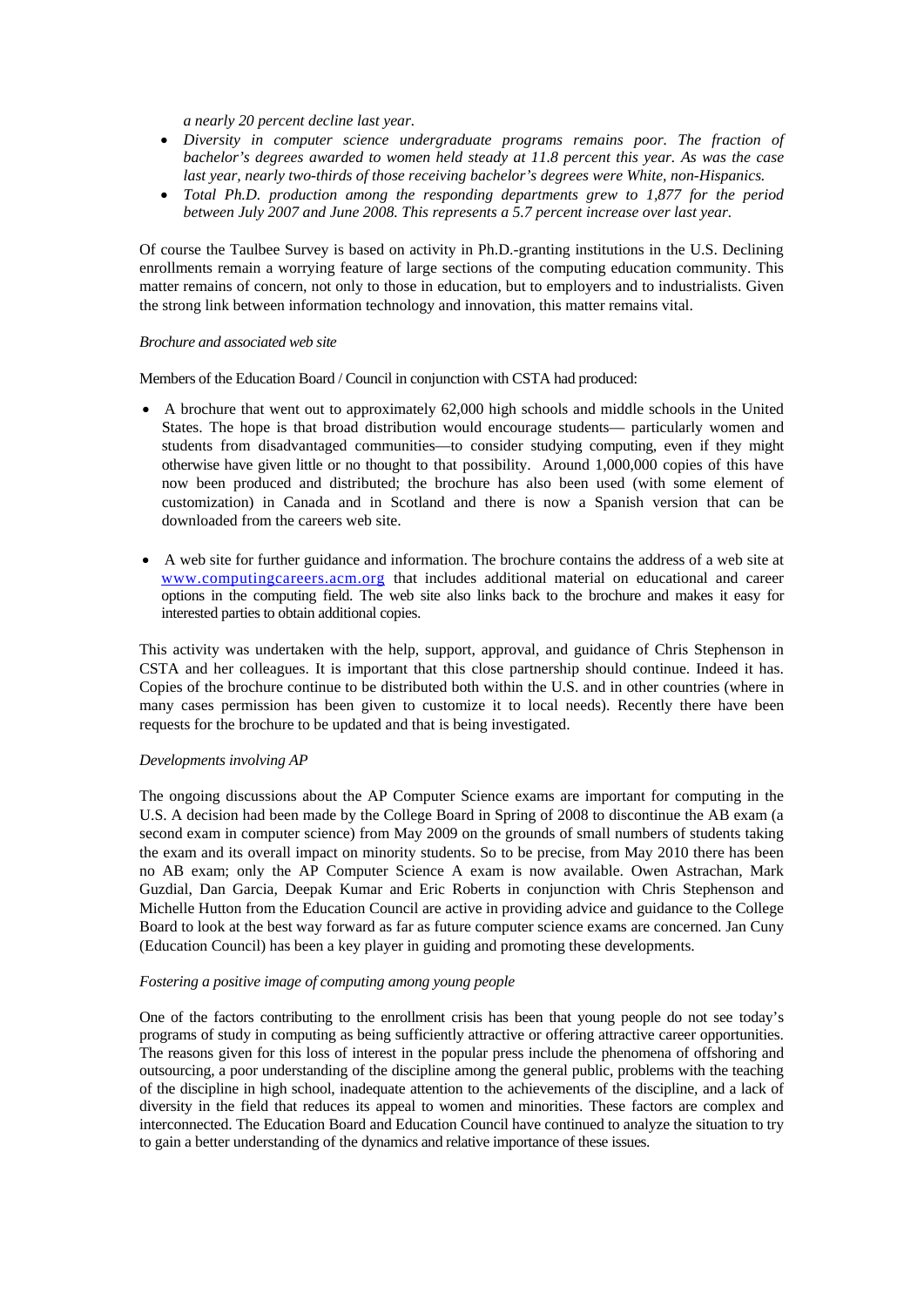*a nearly 20 percent decline last year.*

- *Diversity in computer science undergraduate programs remains poor. The fraction of bachelor's degrees awarded to women held steady at 11.8 percent this year. As was the case last year, nearly two-thirds of those receiving bachelor's degrees were White, non-Hispanics.*
- *Total Ph.D. production among the responding departments grew to 1,877 for the period between July 2007 and June 2008. This represents a 5.7 percent increase over last year.*

Of course the Taulbee Survey is based on activity in Ph.D.-granting institutions in the U.S. Declining enrollments remain a worrying feature of large sections of the computing education community. This matter remains of concern, not only to those in education, but to employers and to industrialists. Given the strong link between information technology and innovation, this matter remains vital.

*Brochure and associated web site*

Members of the Education Board / Council in conjunction with CSTA had produced:

- A brochure that went out to approximately 62,000 high schools and middle schools in the United States. The hope is that broad distribution would encourage students— particularly women and students from disadvantaged communities—to consider studying computing, even if they might otherwise have given little or no thought to that possibility. Around 1,000,000 copies of this have now been produced and distributed; the brochure has also been used (with some element of customization) in Canada and in Scotland and there is now a Spanish version that can be downloaded from the careers web site.

- A web site for further guidance and information. The brochure contains the address of a web site at www.computingcareers.acm.org that includes additional material on educational and career options in the computing field. The web site also links back to the brochure and makes it easy for interested parties to obtain additional copies.

This activity was undertaken with the help, support, approval, and guidance of Chris Stephenson in CSTA and her colleagues. It is important that this close partnership should continue. Indeed it has. Copies of the brochure continue to be distributed both within the U.S. and in other countries (where in many cases permission has been given to customize it to local needs). Recently there have been requests for the brochure to be updated and that is being investigated.

*Developments involving AP*

The ongoing discussions about the AP Computer Science exams are important for computing in the U.S. A decision had been made by the College Board in Spring of 2008 to discontinue the AB exam (a second exam in computer science) from May 2009 on the grounds of small numbers of students taking the exam and its overall impact on minority students. So to be precise, from May 2010 there has been no AB exam; only the AP Computer Science A exam is now available. Owen Astrachan, Mark Guzdial, Dan Garcia, Deepak Kumar and Eric Roberts in conjunction with Chris Stephenson and Michelle Hutton from the Education Council are active in providing advice and guidance to the College Board to look at the best way forward as far as future computer science exams are concerned. Jan Cuny (Education Council) has been a key player in guiding and promoting these developments.

*Fostering a positive image of computing among young people*

One of the factors contributing to the enrollment crisis has been that young people do not see today's programs of study in computing as being sufficiently attractive or offering attractive career opportunities. The reasons given for this loss of interest in the popular press include the phenomena of offshoring and outsourcing, a poor understanding of the discipline among the general public, problems with the teaching of the discipline in high school, inadequate attention to the achievements of the discipline, and a lack of diversity in the field that reduces its appeal to women and minorities. These factors are complex and interconnected. The Education Board and Education Council have continued to analyze the situation to try to gain a better understanding of the dynamics and relative importance of these issues.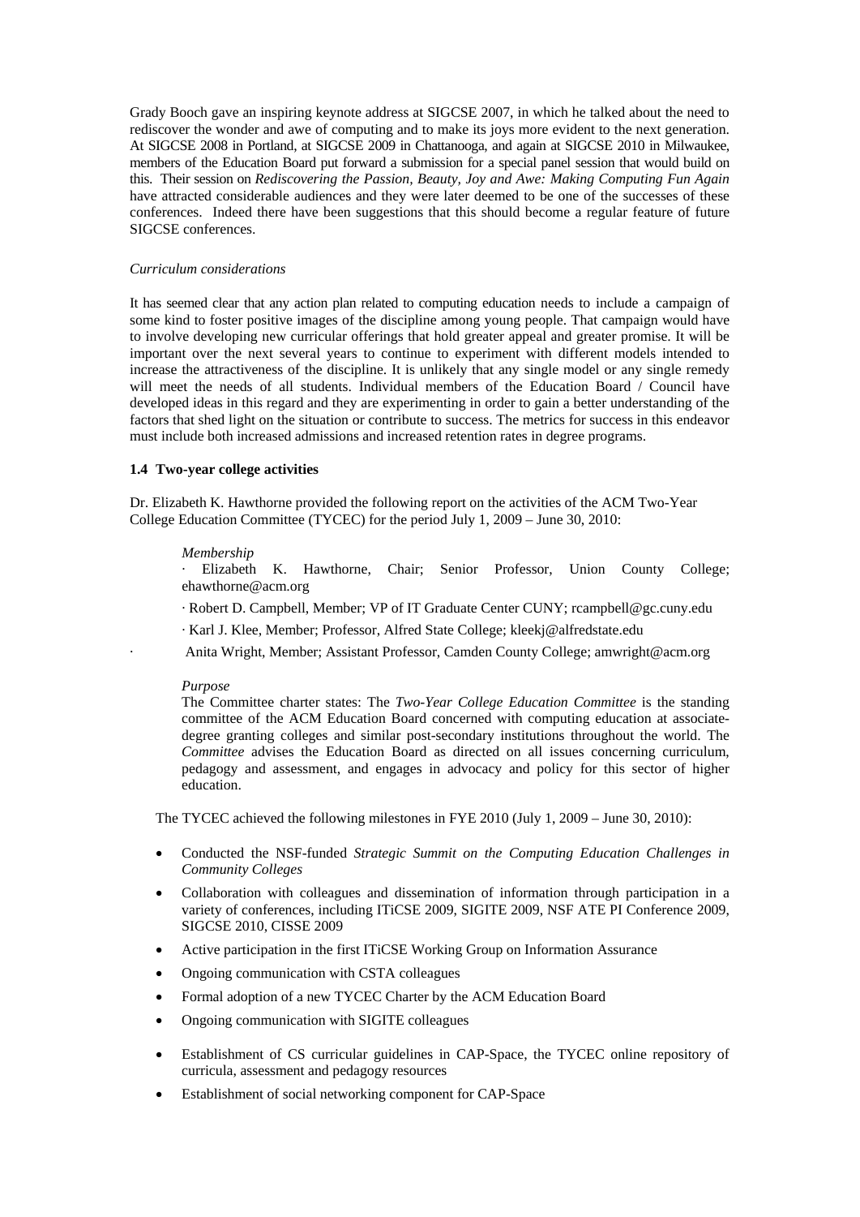Grady Booch gave an inspiring keynote address at SIGCSE 2007, in which he talked about the need to rediscover the wonder and awe of computing and to make its joys more evident to the next generation. At SIGCSE 2008 in Portland, at SIGCSE 2009 in Chattanooga, and again at SIGCSE 2010 in Milwaukee, members of the Education Board put forward a submission for a special panel session that would build on this. Their session on *Rediscovering the Passion, Beauty, Joy and Awe: Making Computing Fun Again* have attracted considerable audiences and they were later deemed to be one of the successes of these conferences. Indeed there have been suggestions that this should become a regular feature of future SIGCSE conferences.

*Curriculum considerations*

It has seemed clear that any action plan related to computing education needs to include a campaign of some kind to foster positive images of the discipline among young people. That campaign would have to involve developing new curricular offerings that hold greater appeal and greater promise. It will be important over the next several years to continue to experiment with different models intended to increase the attractiveness of the discipline. It is unlikely that any single model or any single remedy will meet the needs of all students. Individual members of the Education Board / Council have developed ideas in this regard and they are experimenting in order to gain a better understanding of the factors that shed light on the situation or contribute to success. The metrics for success in this endeavor must include both increased admissions and increased retention rates in degree programs.

### 1.4 Two-year college activities

Dr. Elizabeth K. Hawthorne provided the following report on the activities of the ACM Two-Year College Education Committee (TYCEC) for the period July 1, 2009 – June 30, 2010:

*Membership*

· Elizabeth K. Hawthorne, Chair; Senior Professor, Union County College; ehawthorne@acm.org

· Robert D. Campbell, Member; VP of IT Graduate Center CUNY; rcampbell@gc.cuny.edu

· Karl J. Klee, Member; Professor, Alfred State College; kleekj@alfredstate.edu

· Anita Wright, Member; Assistant Professor, Camden County College; amwright@acm.org

*Purpose*

The Committee charter states: The *Two-Year College Education Committee* is the standing committee of the ACM Education Board concerned with computing education at associate-degree granting colleges and similar post-secondary institutions throughout the world. The *Committee* advises the Education Board as directed on all issues concerning curriculum, pedagogy and assessment, and engages in advocacy and policy for this sector of higher education.

The TYCEC achieved the following milestones in FYE 2010 (July 1, 2009 – June 30, 2010):

- Conducted the NSF-funded *Strategic Summit on the Computing Education Challenges in Community Colleges*
- Collaboration with colleagues and dissemination of information through participation in a variety of conferences, including ITiCSE 2009, SIGITE 2009, NSF ATE PI Conference 2009, SIGCSE 2010, CISSE 2009
- Active participation in the first ITiCSE Working Group on Information Assurance
- Ongoing communication with CSTA colleagues
- Formal adoption of a new TYCEC Charter by the ACM Education Board
- Ongoing communication with SIGITE colleagues
- Establishment of CS curricular guidelines in CAP-Space, the TYCEC online repository of curricula, assessment and pedagogy resources
- Establishment of social networking component for CAP-Space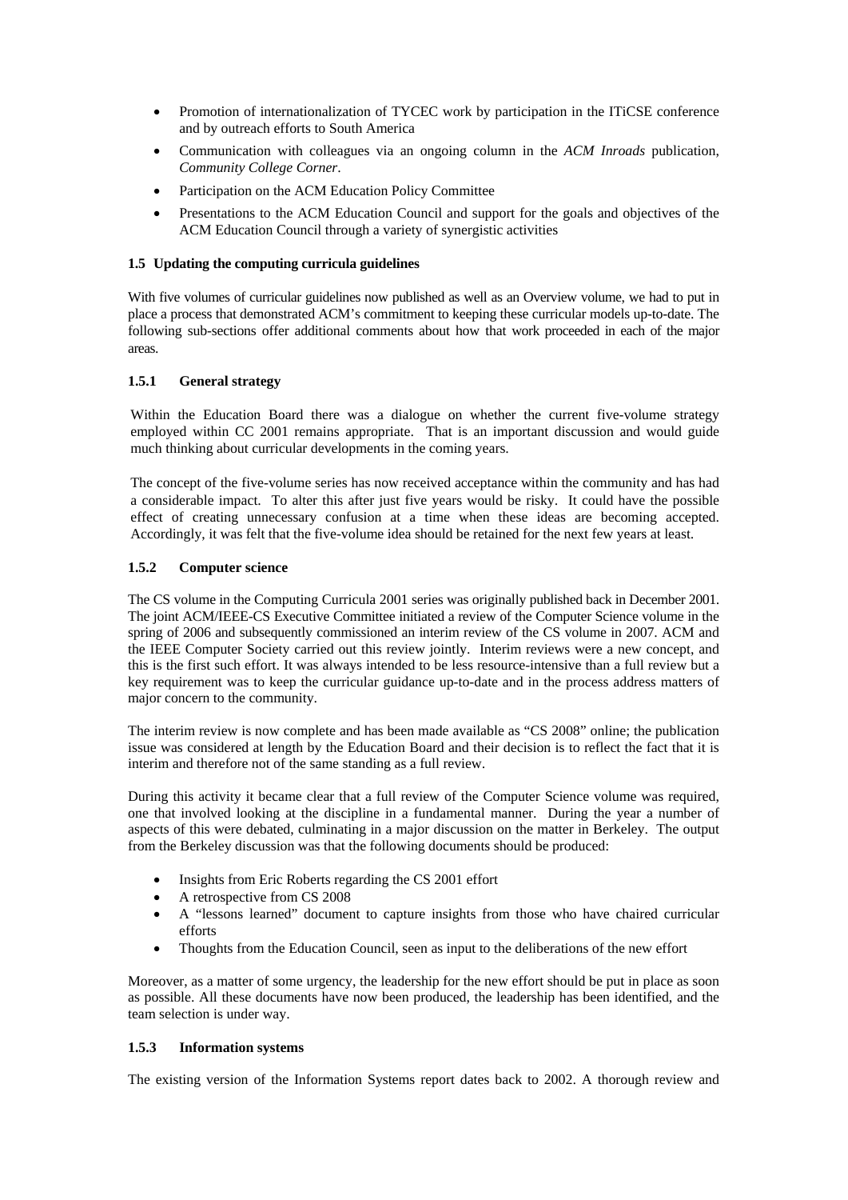- Promotion of internationalization of TYCEC work by participation in the ITiCSE conference and by outreach efforts to South America
- Communication with colleagues via an ongoing column in the *ACM Inroads* publication, *Community College Corner*.
- Participation on the ACM Education Policy Committee
- Presentations to the ACM Education Council and support for the goals and objectives of the ACM Education Council through a variety of synergistic activities

### 1.5 Updating the computing curricula guidelines

With five volumes of curricular guidelines now published as well as an Overview volume, we had to put in place a process that demonstrated ACM's commitment to keeping these curricular models up-to-date. The following sub-sections offer additional comments about how that work proceeded in each of the major areas.

#### 1.5.1 General strategy

Within the Education Board there was a dialogue on whether the current five-volume strategy employed within CC 2001 remains appropriate. That is an important discussion and would guide much thinking about curricular developments in the coming years.

The concept of the five-volume series has now received acceptance within the community and has had a considerable impact. To alter this after just five years would be risky. It could have the possible effect of creating unnecessary confusion at a time when these ideas are becoming accepted. Accordingly, it was felt that the five-volume idea should be retained for the next few years at least.

#### 1.5.2 Computer science

The CS volume in the Computing Curricula 2001 series was originally published back in December 2001. The joint ACM/IEEE-CS Executive Committee initiated a review of the Computer Science volume in the spring of 2006 and subsequently commissioned an interim review of the CS volume in 2007. ACM and the IEEE Computer Society carried out this review jointly. Interim reviews were a new concept, and this is the first such effort. It was always intended to be less resource-intensive than a full review but a key requirement was to keep the curricular guidance up-to-date and in the process address matters of major concern to the community.

The interim review is now complete and has been made available as "CS 2008" online; the publication issue was considered at length by the Education Board and their decision is to reflect the fact that it is interim and therefore not of the same standing as a full review.

During this activity it became clear that a full review of the Computer Science volume was required, one that involved looking at the discipline in a fundamental manner. During the year a number of aspects of this were debated, culminating in a major discussion on the matter in Berkeley. The output from the Berkeley discussion was that the following documents should be produced:

- Insights from Eric Roberts regarding the CS 2001 effort
- A retrospective from CS 2008
- A "lessons learned" document to capture insights from those who have chaired curricular efforts
- Thoughts from the Education Council, seen as input to the deliberations of the new effort

Moreover, as a matter of some urgency, the leadership for the new effort should be put in place as soon as possible. All these documents have now been produced, the leadership has been identified, and the team selection is under way.

#### 1.5.3 Information systems

The existing version of the Information Systems report dates back to 2002. A thorough review and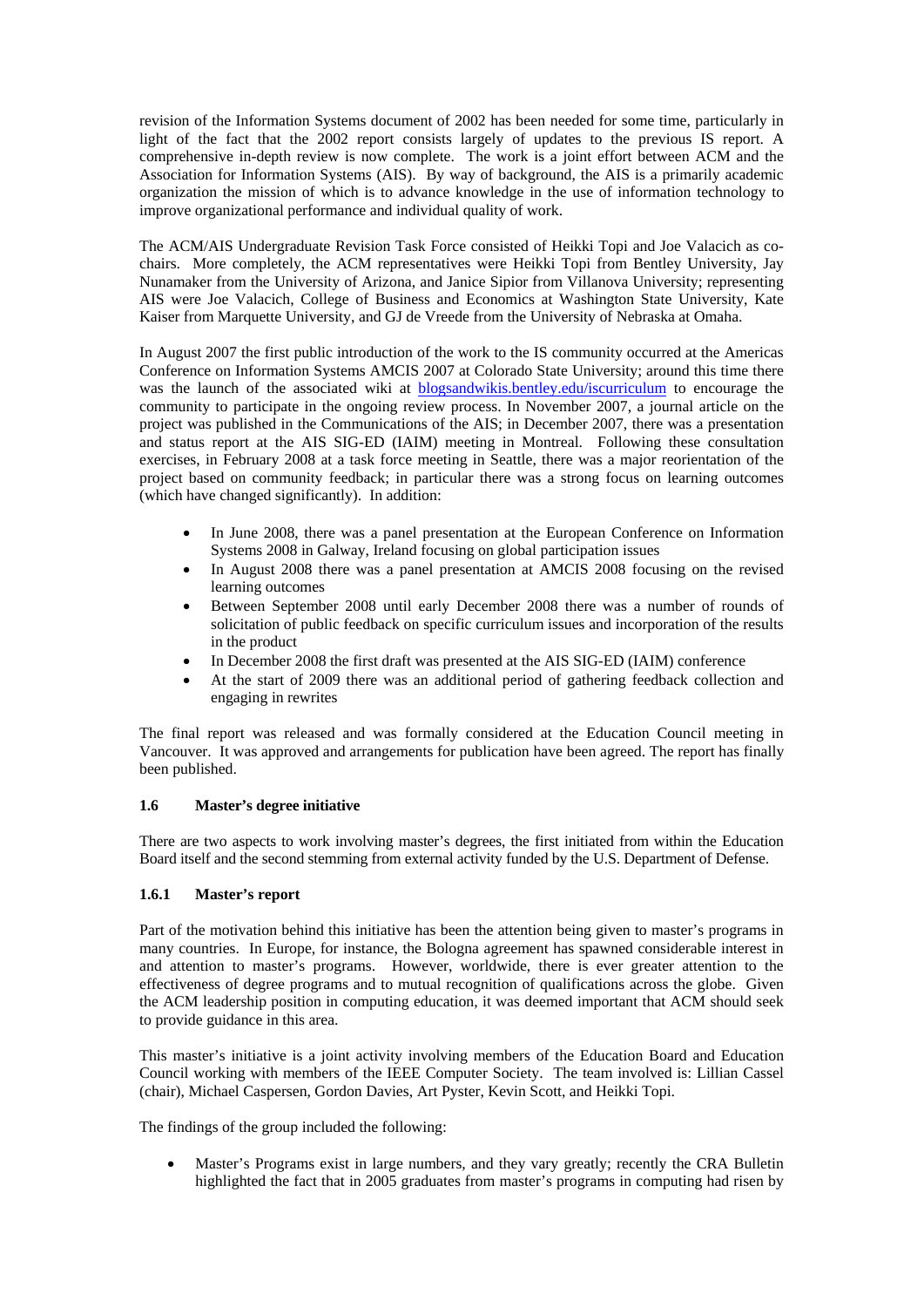revision of the Information Systems document of 2002 has been needed for some time, particularly in light of the fact that the 2002 report consists largely of updates to the previous IS report. A comprehensive in-depth review is now complete. The work is a joint effort between ACM and the Association for Information Systems (AIS). By way of background, the AIS is a primarily academic organization the mission of which is to advance knowledge in the use of information technology to improve organizational performance and individual quality of work.

The ACM/AIS Undergraduate Revision Task Force consisted of Heikki Topi and Joe Valacich as co-chairs. More completely, the ACM representatives were Heikki Topi from Bentley University, Jay Nunamaker from the University of Arizona, and Janice Sipior from Villanova University; representing AIS were Joe Valacich, College of Business and Economics at Washington State University, Kate Kaiser from Marquette University, and GJ de Vreede from the University of Nebraska at Omaha.

In August 2007 the first public introduction of the work to the IS community occurred at the Americas Conference on Information Systems AMCIS 2007 at Colorado State University; around this time there was the launch of the associated wiki at blogsandwikis.bentley.edu/iscurriculum to encourage the community to participate in the ongoing review process. In November 2007, a journal article on the project was published in the Communications of the AIS; in December 2007, there was a presentation and status report at the AIS SIG-ED (IAIM) meeting in Montreal. Following these consultation exercises, in February 2008 at a task force meeting in Seattle, there was a major reorientation of the project based on community feedback; in particular there was a strong focus on learning outcomes (which have changed significantly). In addition:

- In June 2008, there was a panel presentation at the European Conference on Information Systems 2008 in Galway, Ireland focusing on global participation issues
- In August 2008 there was a panel presentation at AMCIS 2008 focusing on the revised learning outcomes
- Between September 2008 until early December 2008 there was a number of rounds of solicitation of public feedback on specific curriculum issues and incorporation of the results in the product
- In December 2008 the first draft was presented at the AIS SIG-ED (IAIM) conference
- At the start of 2009 there was an additional period of gathering feedback collection and engaging in rewrites

The final report was released and was formally considered at the Education Council meeting in Vancouver. It was approved and arrangements for publication have been agreed. The report has finally been published.

### 1.6 Master's degree initiative

There are two aspects to work involving master's degrees, the first initiated from within the Education Board itself and the second stemming from external activity funded by the U.S. Department of Defense.

#### 1.6.1 Master's report

Part of the motivation behind this initiative has been the attention being given to master's programs in many countries. In Europe, for instance, the Bologna agreement has spawned considerable interest in and attention to master's programs. However, worldwide, there is ever greater attention to the effectiveness of degree programs and to mutual recognition of qualifications across the globe. Given the ACM leadership position in computing education, it was deemed important that ACM should seek to provide guidance in this area.

This master's initiative is a joint activity involving members of the Education Board and Education Council working with members of the IEEE Computer Society. The team involved is: Lillian Cassel (chair), Michael Caspersen, Gordon Davies, Art Pyster, Kevin Scott, and Heikki Topi.

The findings of the group included the following:

- Master's Programs exist in large numbers, and they vary greatly; recently the CRA Bulletin highlighted the fact that in 2005 graduates from master's programs in computing had risen by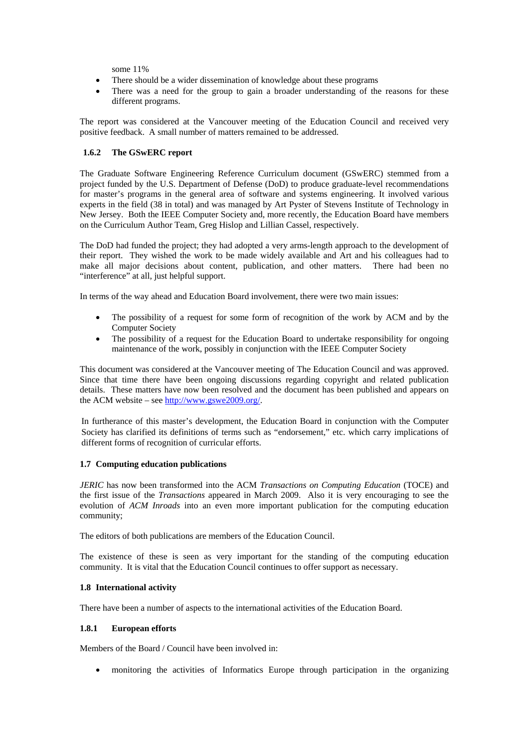some 11%

- There should be a wider dissemination of knowledge about these programs
- There was a need for the group to gain a broader understanding of the reasons for these different programs.

The report was considered at the Vancouver meeting of the Education Council and received very positive feedback. A small number of matters remained to be addressed.

#### 1.6.2 The GSwERC report

The Graduate Software Engineering Reference Curriculum document (GSwERC) stemmed from a project funded by the U.S. Department of Defense (DoD) to produce graduate-level recommendations for master's programs in the general area of software and systems engineering. It involved various experts in the field (38 in total) and was managed by Art Pyster of Stevens Institute of Technology in New Jersey. Both the IEEE Computer Society and, more recently, the Education Board have members on the Curriculum Author Team, Greg Hislop and Lillian Cassel, respectively.

The DoD had funded the project; they had adopted a very arms-length approach to the development of their report. They wished the work to be made widely available and Art and his colleagues had to make all major decisions about content, publication, and other matters. There had been no "interference" at all, just helpful support.

In terms of the way ahead and Education Board involvement, there were two main issues:

- The possibility of a request for some form of recognition of the work by ACM and by the Computer Society
- The possibility of a request for the Education Board to undertake responsibility for ongoing maintenance of the work, possibly in conjunction with the IEEE Computer Society

This document was considered at the Vancouver meeting of The Education Council and was approved. Since that time there have been ongoing discussions regarding copyright and related publication details. These matters have now been resolved and the document has been published and appears on the ACM website – see http://www.gswe2009.org/.

In furtherance of this master's development, the Education Board in conjunction with the Computer Society has clarified its definitions of terms such as "endorsement," etc. which carry implications of different forms of recognition of curricular efforts.

### 1.7 Computing education publications

*JERIC* has now been transformed into the ACM *Transactions on Computing Education* (TOCE) and the first issue of the *Transactions* appeared in March 2009. Also it is very encouraging to see the evolution of *ACM Inroads* into an even more important publication for the computing education community;

The editors of both publications are members of the Education Council.

The existence of these is seen as very important for the standing of the computing education community. It is vital that the Education Council continues to offer support as necessary.

### 1.8 International activity

There have been a number of aspects to the international activities of the Education Board.

#### 1.8.1 European efforts

Members of the Board / Council have been involved in:

- monitoring the activities of Informatics Europe through participation in the organizing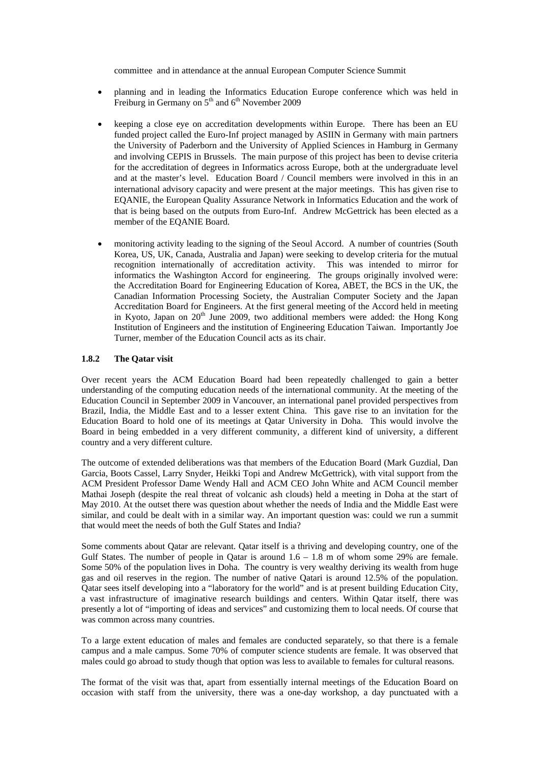committee and in attendance at the annual European Computer Science Summit

- planning and in leading the Informatics Education Europe conference which was held in Freiburg in Germany on 5th and 6th November 2009

- keeping a close eye on accreditation developments within Europe. There has been an EU funded project called the Euro-Inf project managed by ASIIN in Germany with main partners the University of Paderborn and the University of Applied Sciences in Hamburg in Germany and involving CEPIS in Brussels. The main purpose of this project has been to devise criteria for the accreditation of degrees in Informatics across Europe, both at the undergraduate level and at the master's level. Education Board / Council members were involved in this in an international advisory capacity and were present at the major meetings. This has given rise to EQANIE, the European Quality Assurance Network in Informatics Education and the work of that is being based on the outputs from Euro-Inf. Andrew McGettrick has been elected as a member of the EQANIE Board.

- monitoring activity leading to the signing of the Seoul Accord. A number of countries (South Korea, US, UK, Canada, Australia and Japan) were seeking to develop criteria for the mutual recognition internationally of accreditation activity. This was intended to mirror for informatics the Washington Accord for engineering. The groups originally involved were: the Accreditation Board for Engineering Education of Korea, ABET, the BCS in the UK, the Canadian Information Processing Society, the Australian Computer Society and the Japan Accreditation Board for Engineers. At the first general meeting of the Accord held in meeting in Kyoto, Japan on 20th June 2009, two additional members were added: the Hong Kong Institution of Engineers and the institution of Engineering Education Taiwan. Importantly Joe Turner, member of the Education Council acts as its chair.

#### 1.8.2 The Qatar visit

Over recent years the ACM Education Board had been repeatedly challenged to gain a better understanding of the computing education needs of the international community. At the meeting of the Education Council in September 2009 in Vancouver, an international panel provided perspectives from Brazil, India, the Middle East and to a lesser extent China. This gave rise to an invitation for the Education Board to hold one of its meetings at Qatar University in Doha. This would involve the Board in being embedded in a very different community, a different kind of university, a different country and a very different culture.

The outcome of extended deliberations was that members of the Education Board (Mark Guzdial, Dan Garcia, Boots Cassel, Larry Snyder, Heikki Topi and Andrew McGettrick), with vital support from the ACM President Professor Dame Wendy Hall and ACM CEO John White and ACM Council member Mathai Joseph (despite the real threat of volcanic ash clouds) held a meeting in Doha at the start of May 2010. At the outset there was question about whether the needs of India and the Middle East were similar, and could be dealt with in a similar way. An important question was: could we run a summit that would meet the needs of both the Gulf States and India?

Some comments about Qatar are relevant. Qatar itself is a thriving and developing country, one of the Gulf States. The number of people in Qatar is around 1.6 – 1.8 m of whom some 29% are female. Some 50% of the population lives in Doha. The country is very wealthy deriving its wealth from huge gas and oil reserves in the region. The number of native Qatari is around 12.5% of the population. Qatar sees itself developing into a "laboratory for the world" and is at present building Education City, a vast infrastructure of imaginative research buildings and centers. Within Qatar itself, there was presently a lot of "importing of ideas and services" and customizing them to local needs. Of course that was common across many countries.

To a large extent education of males and females are conducted separately, so that there is a female campus and a male campus. Some 70% of computer science students are female. It was observed that males could go abroad to study though that option was less to available to females for cultural reasons.

The format of the visit was that, apart from essentially internal meetings of the Education Board on occasion with staff from the university, there was a one-day workshop, a day punctuated with a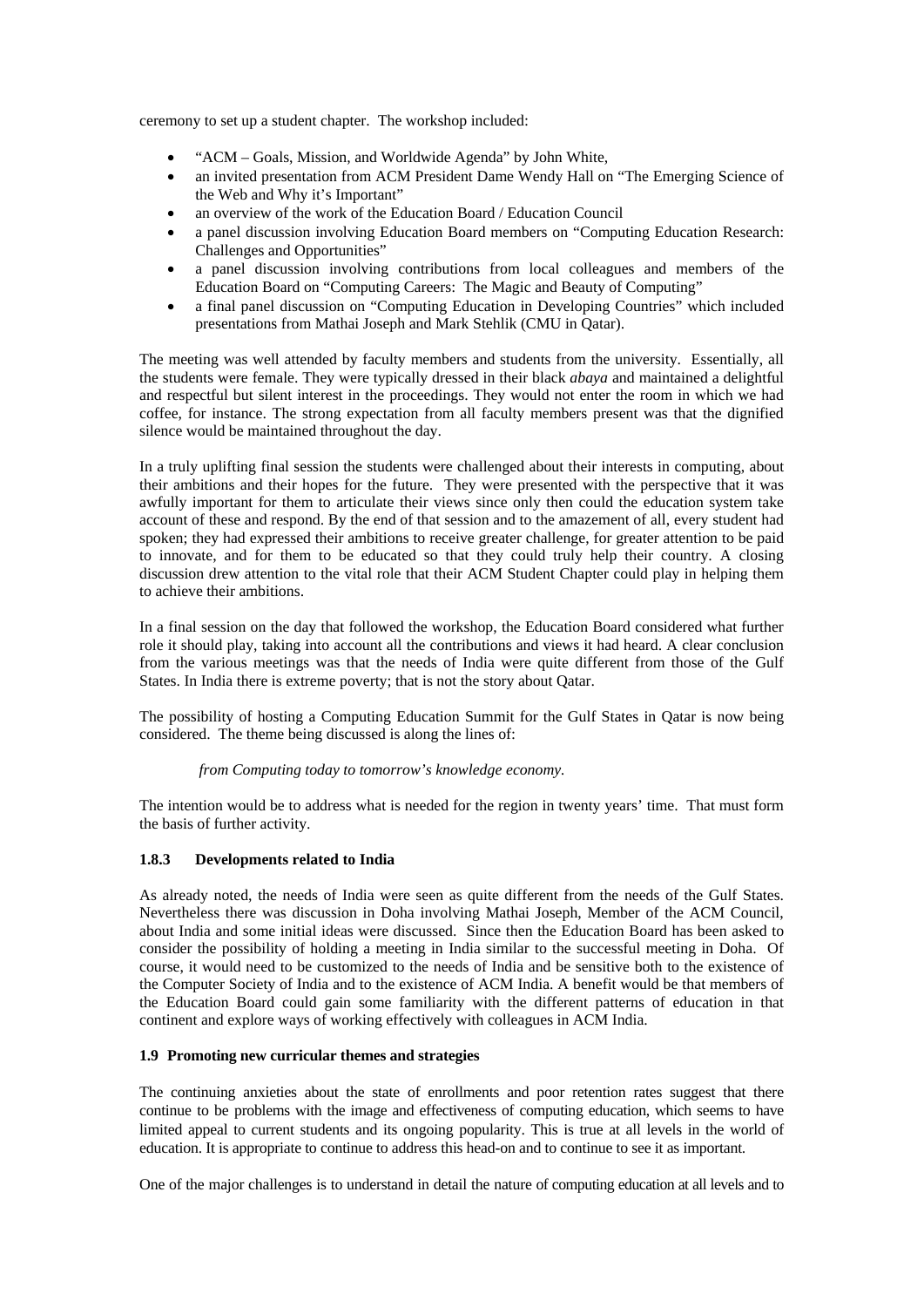ceremony to set up a student chapter. The workshop included:

- "ACM – Goals, Mission, and Worldwide Agenda" by John White,
- an invited presentation from ACM President Dame Wendy Hall on "The Emerging Science of the Web and Why it's Important"
- an overview of the work of the Education Board / Education Council
- a panel discussion involving Education Board members on "Computing Education Research: Challenges and Opportunities"
- a panel discussion involving contributions from local colleagues and members of the Education Board on "Computing Careers: The Magic and Beauty of Computing"
- a final panel discussion on "Computing Education in Developing Countries" which included presentations from Mathai Joseph and Mark Stehlik (CMU in Qatar).

The meeting was well attended by faculty members and students from the university. Essentially, all the students were female. They were typically dressed in their black *abaya* and maintained a delightful and respectful but silent interest in the proceedings. They would not enter the room in which we had coffee, for instance. The strong expectation from all faculty members present was that the dignified silence would be maintained throughout the day.

In a truly uplifting final session the students were challenged about their interests in computing, about their ambitions and their hopes for the future. They were presented with the perspective that it was awfully important for them to articulate their views since only then could the education system take account of these and respond. By the end of that session and to the amazement of all, every student had spoken; they had expressed their ambitions to receive greater challenge, for greater attention to be paid to innovate, and for them to be educated so that they could truly help their country. A closing discussion drew attention to the vital role that their ACM Student Chapter could play in helping them to achieve their ambitions.

In a final session on the day that followed the workshop, the Education Board considered what further role it should play, taking into account all the contributions and views it had heard. A clear conclusion from the various meetings was that the needs of India were quite different from those of the Gulf States. In India there is extreme poverty; that is not the story about Qatar.

The possibility of hosting a Computing Education Summit for the Gulf States in Qatar is now being considered. The theme being discussed is along the lines of:

*from Computing today to tomorrow's knowledge economy.*

The intention would be to address what is needed for the region in twenty years' time. That must form the basis of further activity.

### 1.8.3 Developments related to India

As already noted, the needs of India were seen as quite different from the needs of the Gulf States. Nevertheless there was discussion in Doha involving Mathai Joseph, Member of the ACM Council, about India and some initial ideas were discussed. Since then the Education Board has been asked to consider the possibility of holding a meeting in India similar to the successful meeting in Doha. Of course, it would need to be customized to the needs of India and be sensitive both to the existence of the Computer Society of India and to the existence of ACM India. A benefit would be that members of the Education Board could gain some familiarity with the different patterns of education in that continent and explore ways of working effectively with colleagues in ACM India.

### 1.9 Promoting new curricular themes and strategies

The continuing anxieties about the state of enrollments and poor retention rates suggest that there continue to be problems with the image and effectiveness of computing education, which seems to have limited appeal to current students and its ongoing popularity. This is true at all levels in the world of education. It is appropriate to continue to address this head-on and to continue to see it as important.

One of the major challenges is to understand in detail the nature of computing education at all levels and to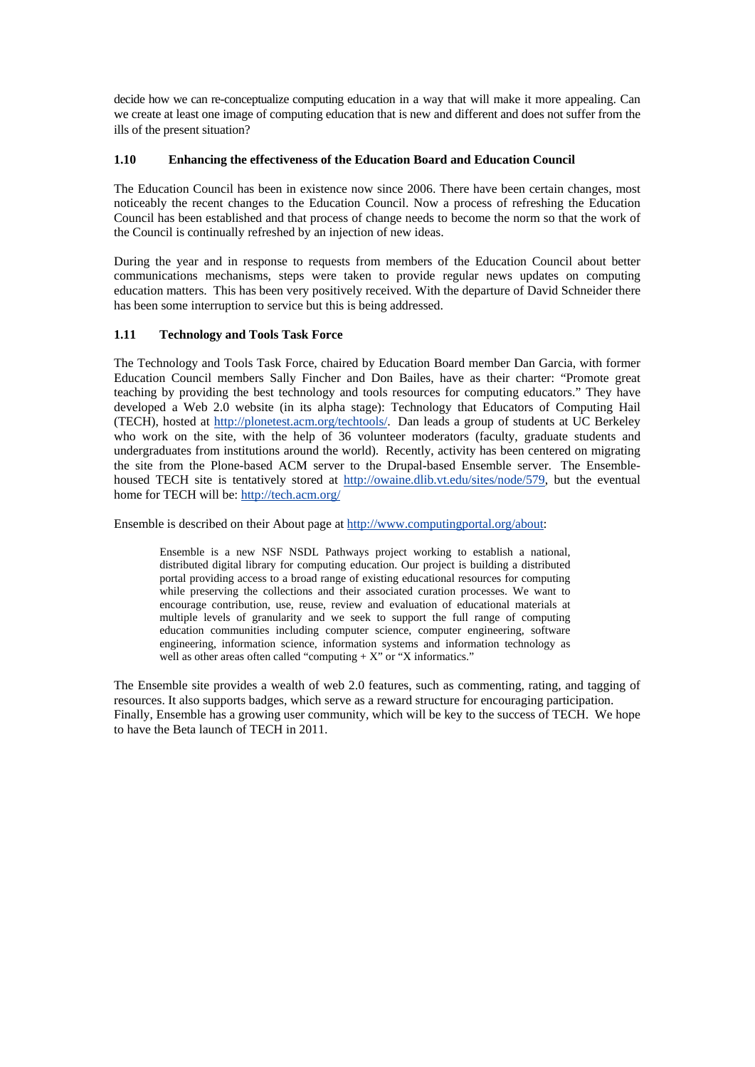decide how we can re-conceptualize computing education in a way that will make it more appealing. Can we create at least one image of computing education that is new and different and does not suffer from the ills of the present situation?

### 1.10 Enhancing the effectiveness of the Education Board and Education Council

The Education Council has been in existence now since 2006. There have been certain changes, most noticeably the recent changes to the Education Council. Now a process of refreshing the Education Council has been established and that process of change needs to become the norm so that the work of the Council is continually refreshed by an injection of new ideas.

During the year and in response to requests from members of the Education Council about better communications mechanisms, steps were taken to provide regular news updates on computing education matters. This has been very positively received. With the departure of David Schneider there has been some interruption to service but this is being addressed.

### 1.11 Technology and Tools Task Force

The Technology and Tools Task Force, chaired by Education Board member Dan Garcia, with former Education Council members Sally Fincher and Don Bailes, have as their charter: "Promote great teaching by providing the best technology and tools resources for computing educators." They have developed a Web 2.0 website (in its alpha stage): Technology that Educators of Computing Hail (TECH), hosted at http://plonetest.acm.org/techtools/. Dan leads a group of students at UC Berkeley who work on the site, with the help of 36 volunteer moderators (faculty, graduate students and undergraduates from institutions around the world). Recently, activity has been centered on migrating the site from the Plone-based ACM server to the Drupal-based Ensemble server. The Ensemble-housed TECH site is tentatively stored at http://owaine.dlib.vt.edu/sites/node/579, but the eventual home for TECH will be: http://tech.acm.org/

Ensemble is described on their About page at http://www.computingportal.org/about:

> Ensemble is a new NSF NSDL Pathways project working to establish a national, distributed digital library for computing education. Our project is building a distributed portal providing access to a broad range of existing educational resources for computing while preserving the collections and their associated curation processes. We want to encourage contribution, use, reuse, review and evaluation of educational materials at multiple levels of granularity and we seek to support the full range of computing education communities including computer science, computer engineering, software engineering, information science, information systems and information technology as well as other areas often called "computing + X" or "X informatics."

The Ensemble site provides a wealth of web 2.0 features, such as commenting, rating, and tagging of resources. It also supports badges, which serve as a reward structure for encouraging participation. Finally, Ensemble has a growing user community, which will be key to the success of TECH. We hope to have the Beta launch of TECH in 2011.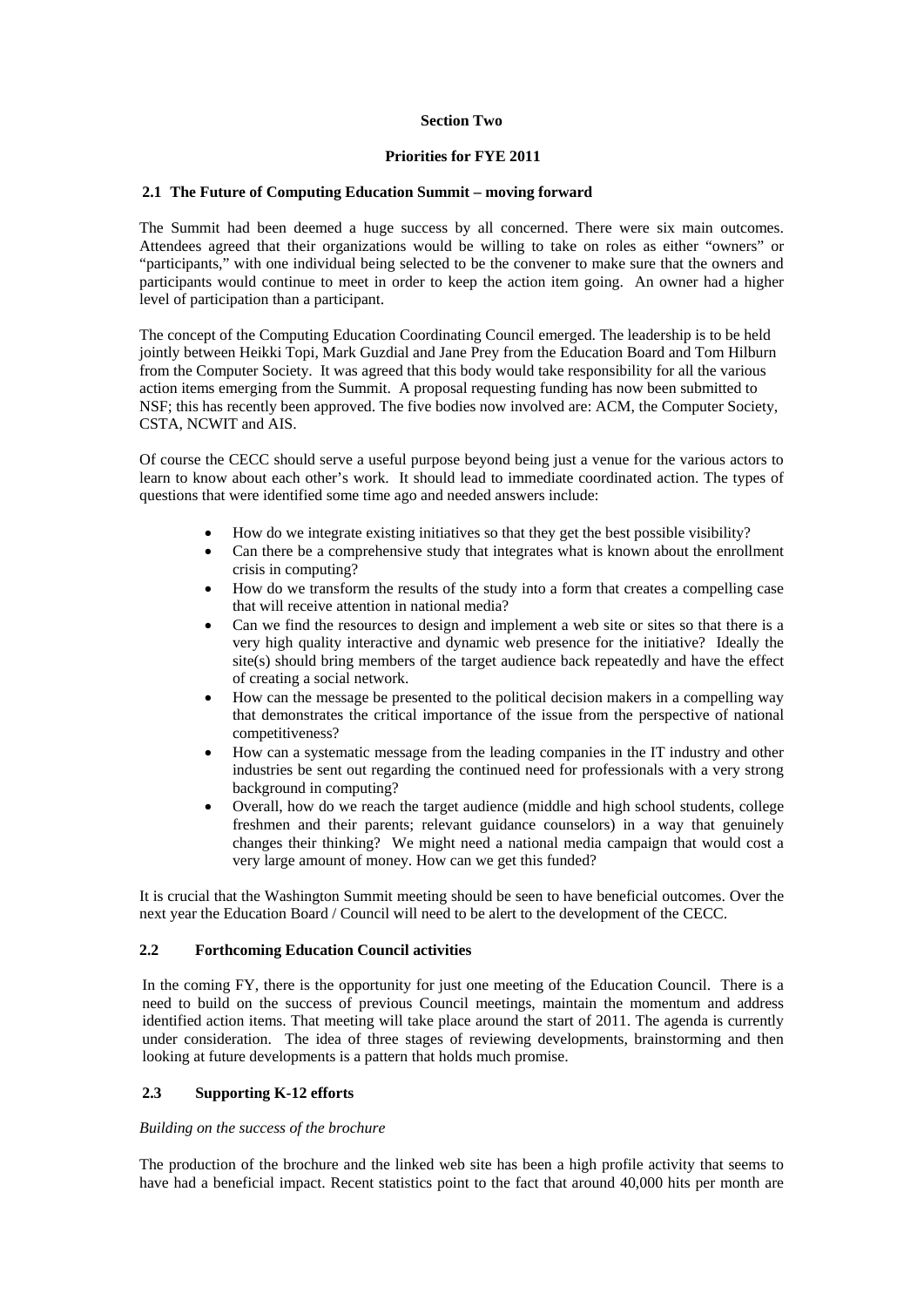## Section Two

## Priorities for FYE 2011

### 2.1 The Future of Computing Education Summit – moving forward

The Summit had been deemed a huge success by all concerned. There were six main outcomes. Attendees agreed that their organizations would be willing to take on roles as either "owners" or "participants," with one individual being selected to be the convener to make sure that the owners and participants would continue to meet in order to keep the action item going. An owner had a higher level of participation than a participant.

The concept of the Computing Education Coordinating Council emerged. The leadership is to be held jointly between Heikki Topi, Mark Guzdial and Jane Prey from the Education Board and Tom Hilburn from the Computer Society. It was agreed that this body would take responsibility for all the various action items emerging from the Summit. A proposal requesting funding has now been submitted to NSF; this has recently been approved. The five bodies now involved are: ACM, the Computer Society, CSTA, NCWIT and AIS.

Of course the CECC should serve a useful purpose beyond being just a venue for the various actors to learn to know about each other's work. It should lead to immediate coordinated action. The types of questions that were identified some time ago and needed answers include:

- How do we integrate existing initiatives so that they get the best possible visibility?
- Can there be a comprehensive study that integrates what is known about the enrollment crisis in computing?
- How do we transform the results of the study into a form that creates a compelling case that will receive attention in national media?
- Can we find the resources to design and implement a web site or sites so that there is a very high quality interactive and dynamic web presence for the initiative? Ideally the site(s) should bring members of the target audience back repeatedly and have the effect of creating a social network.
- How can the message be presented to the political decision makers in a compelling way that demonstrates the critical importance of the issue from the perspective of national competitiveness?
- How can a systematic message from the leading companies in the IT industry and other industries be sent out regarding the continued need for professionals with a very strong background in computing?
- Overall, how do we reach the target audience (middle and high school students, college freshmen and their parents; relevant guidance counselors) in a way that genuinely changes their thinking? We might need a national media campaign that would cost a very large amount of money. How can we get this funded?

It is crucial that the Washington Summit meeting should be seen to have beneficial outcomes. Over the next year the Education Board / Council will need to be alert to the development of the CECC.

### 2.2 Forthcoming Education Council activities

In the coming FY, there is the opportunity for just one meeting of the Education Council. There is a need to build on the success of previous Council meetings, maintain the momentum and address identified action items. That meeting will take place around the start of 2011. The agenda is currently under consideration. The idea of three stages of reviewing developments, brainstorming and then looking at future developments is a pattern that holds much promise.

### 2.3 Supporting K-12 efforts

*Building on the success of the brochure*

The production of the brochure and the linked web site has been a high profile activity that seems to have had a beneficial impact. Recent statistics point to the fact that around 40,000 hits per month are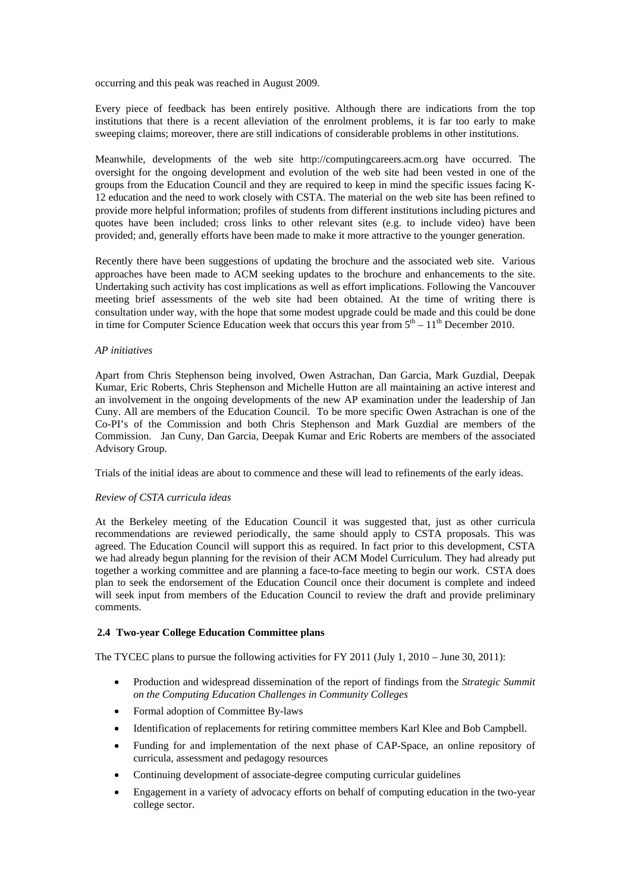occurring and this peak was reached in August 2009.

Every piece of feedback has been entirely positive. Although there are indications from the top institutions that there is a recent alleviation of the enrolment problems, it is far too early to make sweeping claims; moreover, there are still indications of considerable problems in other institutions.

Meanwhile, developments of the web site http://computingcareers.acm.org have occurred. The oversight for the ongoing development and evolution of the web site had been vested in one of the groups from the Education Council and they are required to keep in mind the specific issues facing K-12 education and the need to work closely with CSTA. The material on the web site has been refined to provide more helpful information; profiles of students from different institutions including pictures and quotes have been included; cross links to other relevant sites (e.g. to include video) have been provided; and, generally efforts have been made to make it more attractive to the younger generation.

Recently there have been suggestions of updating the brochure and the associated web site. Various approaches have been made to ACM seeking updates to the brochure and enhancements to the site. Undertaking such activity has cost implications as well as effort implications. Following the Vancouver meeting brief assessments of the web site had been obtained. At the time of writing there is consultation under way, with the hope that some modest upgrade could be made and this could be done in time for Computer Science Education week that occurs this year from 5th – 11th December 2010.

*AP initiatives*

Apart from Chris Stephenson being involved, Owen Astrachan, Dan Garcia, Mark Guzdial, Deepak Kumar, Eric Roberts, Chris Stephenson and Michelle Hutton are all maintaining an active interest and an involvement in the ongoing developments of the new AP examination under the leadership of Jan Cuny. All are members of the Education Council. To be more specific Owen Astrachan is one of the Co-PI's of the Commission and both Chris Stephenson and Mark Guzdial are members of the Commission. Jan Cuny, Dan Garcia, Deepak Kumar and Eric Roberts are members of the associated Advisory Group.

Trials of the initial ideas are about to commence and these will lead to refinements of the early ideas.

*Review of CSTA curricula ideas*

At the Berkeley meeting of the Education Council it was suggested that, just as other curricula recommendations are reviewed periodically, the same should apply to CSTA proposals. This was agreed. The Education Council will support this as required. In fact prior to this development, CSTA we had already begun planning for the revision of their ACM Model Curriculum. They had already put together a working committee and are planning a face-to-face meeting to begin our work. CSTA does plan to seek the endorsement of the Education Council once their document is complete and indeed will seek input from members of the Education Council to review the draft and provide preliminary comments.

### 2.4 Two-year College Education Committee plans

The TYCEC plans to pursue the following activities for FY 2011 (July 1, 2010 – June 30, 2011):

- Production and widespread dissemination of the report of findings from the *Strategic Summit on the Computing Education Challenges in Community Colleges*
- Formal adoption of Committee By-laws
- Identification of replacements for retiring committee members Karl Klee and Bob Campbell.
- Funding for and implementation of the next phase of CAP-Space, an online repository of curricula, assessment and pedagogy resources
- Continuing development of associate-degree computing curricular guidelines
- Engagement in a variety of advocacy efforts on behalf of computing education in the two-year college sector.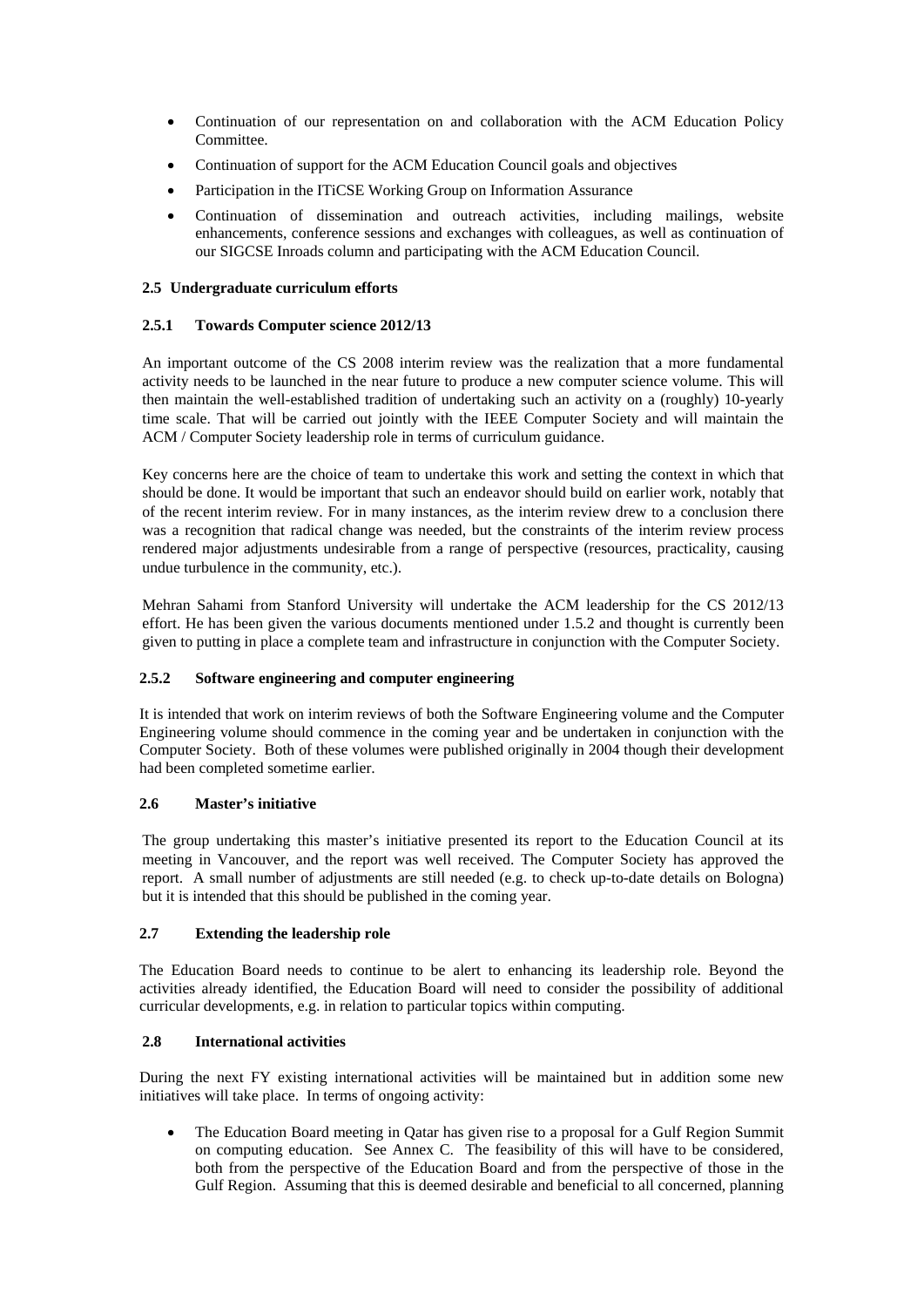- Continuation of our representation on and collaboration with the ACM Education Policy Committee.
- Continuation of support for the ACM Education Council goals and objectives
- Participation in the ITiCSE Working Group on Information Assurance
- Continuation of dissemination and outreach activities, including mailings, website enhancements, conference sessions and exchanges with colleagues, as well as continuation of our SIGCSE Inroads column and participating with the ACM Education Council.

### 2.5 Undergraduate curriculum efforts

#### 2.5.1 Towards Computer science 2012/13

An important outcome of the CS 2008 interim review was the realization that a more fundamental activity needs to be launched in the near future to produce a new computer science volume. This will then maintain the well-established tradition of undertaking such an activity on a (roughly) 10-yearly time scale. That will be carried out jointly with the IEEE Computer Society and will maintain the ACM / Computer Society leadership role in terms of curriculum guidance.

Key concerns here are the choice of team to undertake this work and setting the context in which that should be done. It would be important that such an endeavor should build on earlier work, notably that of the recent interim review. For in many instances, as the interim review drew to a conclusion there was a recognition that radical change was needed, but the constraints of the interim review process rendered major adjustments undesirable from a range of perspective (resources, practicality, causing undue turbulence in the community, etc.).

Mehran Sahami from Stanford University will undertake the ACM leadership for the CS 2012/13 effort. He has been given the various documents mentioned under 1.5.2 and thought is currently been given to putting in place a complete team and infrastructure in conjunction with the Computer Society.

#### 2.5.2 Software engineering and computer engineering

It is intended that work on interim reviews of both the Software Engineering volume and the Computer Engineering volume should commence in the coming year and be undertaken in conjunction with the Computer Society. Both of these volumes were published originally in 2004 though their development had been completed sometime earlier.

### 2.6 Master's initiative

The group undertaking this master's initiative presented its report to the Education Council at its meeting in Vancouver, and the report was well received. The Computer Society has approved the report. A small number of adjustments are still needed (e.g. to check up-to-date details on Bologna) but it is intended that this should be published in the coming year.

### 2.7 Extending the leadership role

The Education Board needs to continue to be alert to enhancing its leadership role. Beyond the activities already identified, the Education Board will need to consider the possibility of additional curricular developments, e.g. in relation to particular topics within computing.

### 2.8 International activities

During the next FY existing international activities will be maintained but in addition some new initiatives will take place. In terms of ongoing activity:

- The Education Board meeting in Qatar has given rise to a proposal for a Gulf Region Summit on computing education. See Annex C. The feasibility of this will have to be considered, both from the perspective of the Education Board and from the perspective of those in the Gulf Region. Assuming that this is deemed desirable and beneficial to all concerned, planning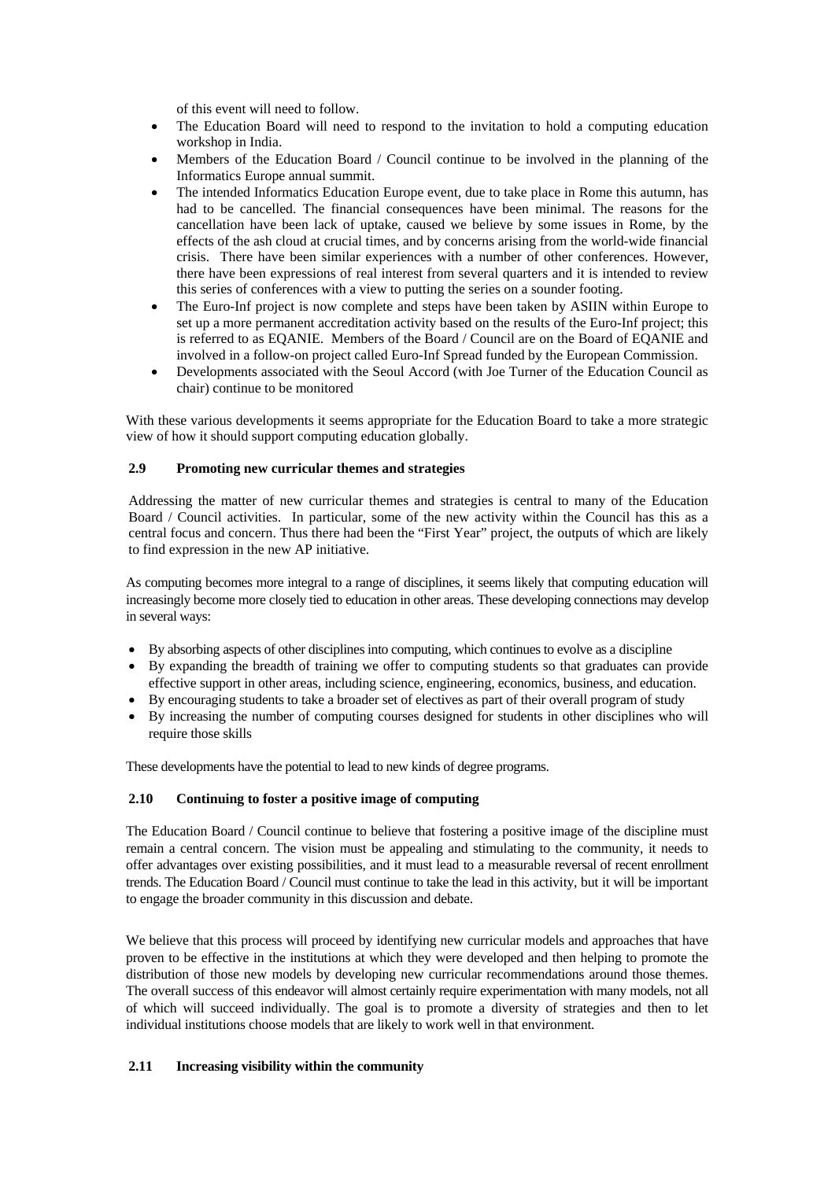of this event will need to follow.

- The Education Board will need to respond to the invitation to hold a computing education workshop in India.
- Members of the Education Board / Council continue to be involved in the planning of the Informatics Europe annual summit.
- The intended Informatics Education Europe event, due to take place in Rome this autumn, has had to be cancelled. The financial consequences have been minimal. The reasons for the cancellation have been lack of uptake, caused we believe by some issues in Rome, by the effects of the ash cloud at crucial times, and by concerns arising from the world-wide financial crisis. There have been similar experiences with a number of other conferences. However, there have been expressions of real interest from several quarters and it is intended to review this series of conferences with a view to putting the series on a sounder footing.
- The Euro-Inf project is now complete and steps have been taken by ASIIN within Europe to set up a more permanent accreditation activity based on the results of the Euro-Inf project; this is referred to as EQANIE. Members of the Board / Council are on the Board of EQANIE and involved in a follow-on project called Euro-Inf Spread funded by the European Commission.
- Developments associated with the Seoul Accord (with Joe Turner of the Education Council as chair) continue to be monitored

With these various developments it seems appropriate for the Education Board to take a more strategic view of how it should support computing education globally.

### 2.9 Promoting new curricular themes and strategies

Addressing the matter of new curricular themes and strategies is central to many of the Education Board / Council activities. In particular, some of the new activity within the Council has this as a central focus and concern. Thus there had been the "First Year" project, the outputs of which are likely to find expression in the new AP initiative.

As computing becomes more integral to a range of disciplines, it seems likely that computing education will increasingly become more closely tied to education in other areas. These developing connections may develop in several ways:

- By absorbing aspects of other disciplines into computing, which continues to evolve as a discipline
- By expanding the breadth of training we offer to computing students so that graduates can provide effective support in other areas, including science, engineering, economics, business, and education.
- By encouraging students to take a broader set of electives as part of their overall program of study
- By increasing the number of computing courses designed for students in other disciplines who will require those skills

These developments have the potential to lead to new kinds of degree programs.

### 2.10 Continuing to foster a positive image of computing

The Education Board / Council continue to believe that fostering a positive image of the discipline must remain a central concern. The vision must be appealing and stimulating to the community, it needs to offer advantages over existing possibilities, and it must lead to a measurable reversal of recent enrollment trends. The Education Board / Council must continue to take the lead in this activity, but it will be important to engage the broader community in this discussion and debate.

We believe that this process will proceed by identifying new curricular models and approaches that have proven to be effective in the institutions at which they were developed and then helping to promote the distribution of those new models by developing new curricular recommendations around those themes. The overall success of this endeavor will almost certainly require experimentation with many models, not all of which will succeed individually. The goal is to promote a diversity of strategies and then to let individual institutions choose models that are likely to work well in that environment.

### 2.11 Increasing visibility within the community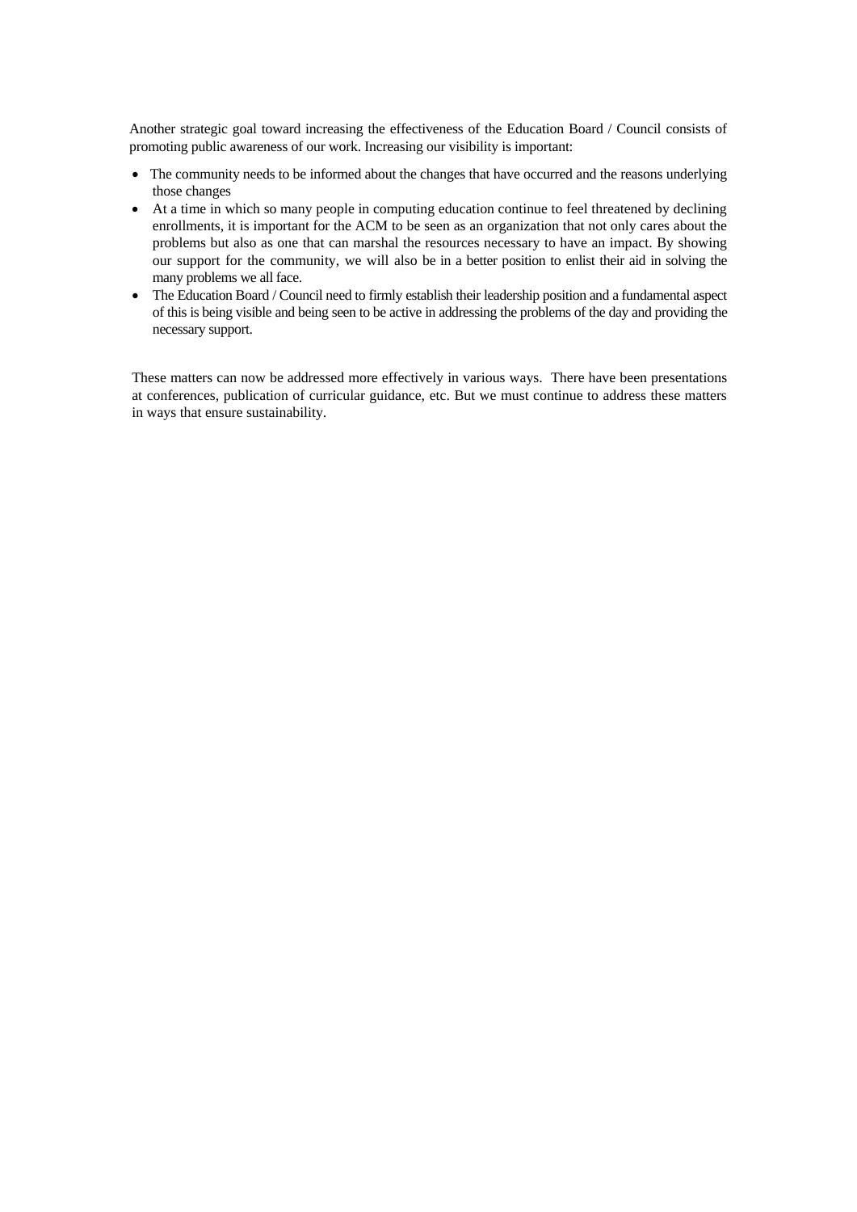Another strategic goal toward increasing the effectiveness of the Education Board / Council consists of promoting public awareness of our work. Increasing our visibility is important:

- The community needs to be informed about the changes that have occurred and the reasons underlying those changes
- At a time in which so many people in computing education continue to feel threatened by declining enrollments, it is important for the ACM to be seen as an organization that not only cares about the problems but also as one that can marshal the resources necessary to have an impact. By showing our support for the community, we will also be in a better position to enlist their aid in solving the many problems we all face.
- The Education Board / Council need to firmly establish their leadership position and a fundamental aspect of this is being visible and being seen to be active in addressing the problems of the day and providing the necessary support.

These matters can now be addressed more effectively in various ways. There have been presentations at conferences, publication of curricular guidance, etc. But we must continue to address these matters in ways that ensure sustainability.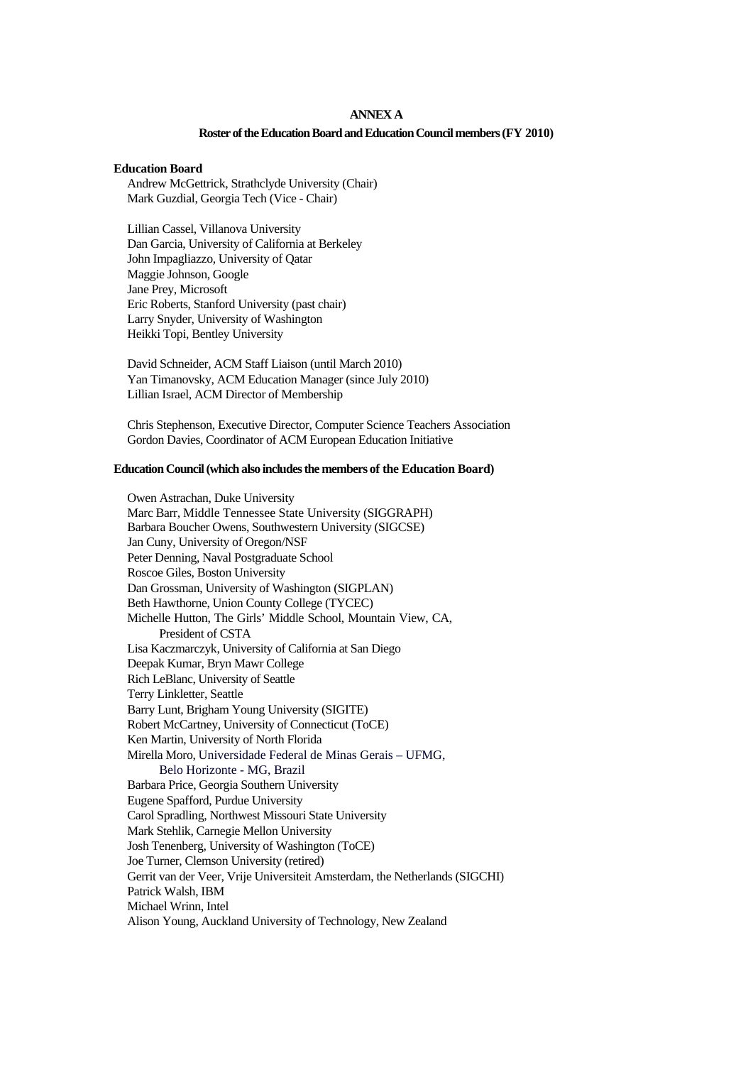**ANNEX A**

**Roster of the Education Board and Education Council members (FY 2010)**

**Education Board**

Andrew McGettrick, Strathclyde University (Chair)
Mark Guzdial, Georgia Tech (Vice - Chair)

Lillian Cassel, Villanova University
Dan Garcia, University of California at Berkeley
John Impagliazzo, University of Qatar
Maggie Johnson, Google
Jane Prey, Microsoft
Eric Roberts, Stanford University (past chair)
Larry Snyder, University of Washington
Heikki Topi, Bentley University

David Schneider, ACM Staff Liaison (until March 2010)
Yan Timanovsky, ACM Education Manager (since July 2010)
Lillian Israel, ACM Director of Membership

Chris Stephenson, Executive Director, Computer Science Teachers Association
Gordon Davies, Coordinator of ACM European Education Initiative

**Education Council (which also includes the members of the Education Board)**

Owen Astrachan, Duke University
Marc Barr, Middle Tennessee State University (SIGGRAPH)
Barbara Boucher Owens, Southwestern University (SIGCSE)
Jan Cuny, University of Oregon/NSF
Peter Denning, Naval Postgraduate School
Roscoe Giles, Boston University
Dan Grossman, University of Washington (SIGPLAN)
Beth Hawthorne, Union County College (TYCEC)
Michelle Hutton, The Girls' Middle School, Mountain View, CA, President of CSTA
Lisa Kaczmarczyk, University of California at San Diego
Deepak Kumar, Bryn Mawr College
Rich LeBlanc, University of Seattle
Terry Linkletter, Seattle
Barry Lunt, Brigham Young University (SIGITE)
Robert McCartney, University of Connecticut (ToCE)
Ken Martin, University of North Florida
Mirella Moro, Universidade Federal de Minas Gerais – UFMG, Belo Horizonte - MG, Brazil
Barbara Price, Georgia Southern University
Eugene Spafford, Purdue University
Carol Spradling, Northwest Missouri State University
Mark Stehlik, Carnegie Mellon University
Josh Tenenberg, University of Washington (ToCE)
Joe Turner, Clemson University (retired)
Gerrit van der Veer, Vrije Universiteit Amsterdam, the Netherlands (SIGCHI)
Patrick Walsh, IBM
Michael Wrinn, Intel
Alison Young, Auckland University of Technology, New Zealand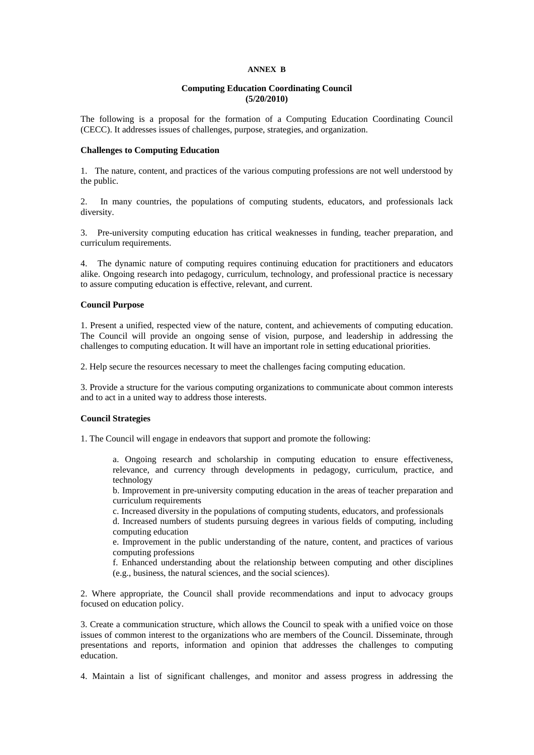**ANNEX B**

**Computing Education Coordinating Council**
**(5/20/2010)**

The following is a proposal for the formation of a Computing Education Coordinating Council (CECC). It addresses issues of challenges, purpose, strategies, and organization.

**Challenges to Computing Education**

1. The nature, content, and practices of the various computing professions are not well understood by the public.

2. In many countries, the populations of computing students, educators, and professionals lack diversity.

3. Pre-university computing education has critical weaknesses in funding, teacher preparation, and curriculum requirements.

4. The dynamic nature of computing requires continuing education for practitioners and educators alike. Ongoing research into pedagogy, curriculum, technology, and professional practice is necessary to assure computing education is effective, relevant, and current.

**Council Purpose**

1. Present a unified, respected view of the nature, content, and achievements of computing education. The Council will provide an ongoing sense of vision, purpose, and leadership in addressing the challenges to computing education. It will have an important role in setting educational priorities.

2. Help secure the resources necessary to meet the challenges facing computing education.

3. Provide a structure for the various computing organizations to communicate about common interests and to act in a united way to address those interests.

**Council Strategies**

1. The Council will engage in endeavors that support and promote the following:

   a. Ongoing research and scholarship in computing education to ensure effectiveness, relevance, and currency through developments in pedagogy, curriculum, practice, and technology
   b. Improvement in pre-university computing education in the areas of teacher preparation and curriculum requirements
   c. Increased diversity in the populations of computing students, educators, and professionals
   d. Increased numbers of students pursuing degrees in various fields of computing, including computing education
   e. Improvement in the public understanding of the nature, content, and practices of various computing professions
   f. Enhanced understanding about the relationship between computing and other disciplines (e.g., business, the natural sciences, and the social sciences).

2. Where appropriate, the Council shall provide recommendations and input to advocacy groups focused on education policy.

3. Create a communication structure, which allows the Council to speak with a unified voice on those issues of common interest to the organizations who are members of the Council. Disseminate, through presentations and reports, information and opinion that addresses the challenges to computing education.

4. Maintain a list of significant challenges, and monitor and assess progress in addressing the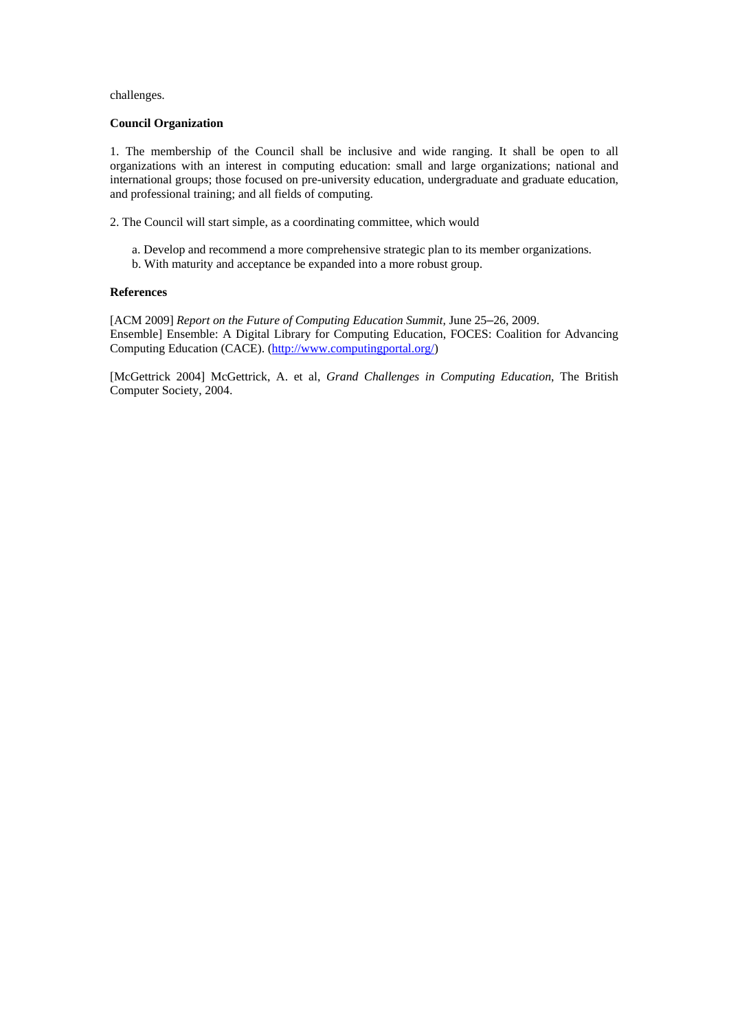challenges.

**Council Organization**

1. The membership of the Council shall be inclusive and wide ranging. It shall be open to all organizations with an interest in computing education: small and large organizations; national and international groups; those focused on pre-university education, undergraduate and graduate education, and professional training; and all fields of computing.

2. The Council will start simple, as a coordinating committee, which would

   a. Develop and recommend a more comprehensive strategic plan to its member organizations.
   b. With maturity and acceptance be expanded into a more robust group.

**References**

[ACM 2009] *Report on the Future of Computing Education Summit*, June 25–26, 2009.
Ensemble] Ensemble: A Digital Library for Computing Education, FOCES: Coalition for Advancing Computing Education (CACE). (http://www.computingportal.org/)

[McGettrick 2004] McGettrick, A. et al, *Grand Challenges in Computing Education*, The British Computer Society, 2004.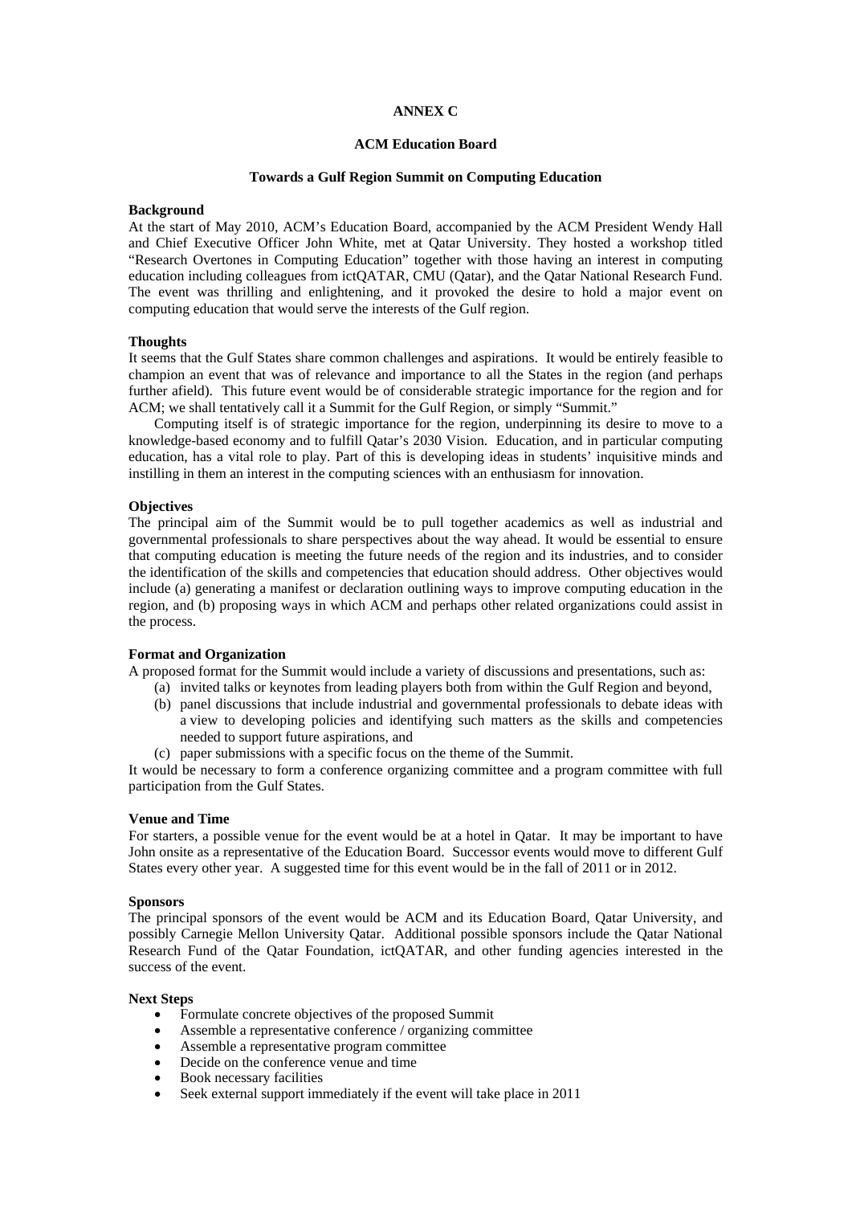**ANNEX C**

**ACM Education Board**

**Towards a Gulf Region Summit on Computing Education**

**Background**

At the start of May 2010, ACM's Education Board, accompanied by the ACM President Wendy Hall and Chief Executive Officer John White, met at Qatar University. They hosted a workshop titled "Research Overtones in Computing Education" together with those having an interest in computing education including colleagues from ictQATAR, CMU (Qatar), and the Qatar National Research Fund. The event was thrilling and enlightening, and it provoked the desire to hold a major event on computing education that would serve the interests of the Gulf region.

**Thoughts**

It seems that the Gulf States share common challenges and aspirations. It would be entirely feasible to champion an event that was of relevance and importance to all the States in the region (and perhaps further afield). This future event would be of considerable strategic importance for the region and for ACM; we shall tentatively call it a Summit for the Gulf Region, or simply "Summit."

Computing itself is of strategic importance for the region, underpinning its desire to move to a knowledge-based economy and to fulfill Qatar's 2030 Vision. Education, and in particular computing education, has a vital role to play. Part of this is developing ideas in students' inquisitive minds and instilling in them an interest in the computing sciences with an enthusiasm for innovation.

**Objectives**

The principal aim of the Summit would be to pull together academics as well as industrial and governmental professionals to share perspectives about the way ahead. It would be essential to ensure that computing education is meeting the future needs of the region and its industries, and to consider the identification of the skills and competencies that education should address. Other objectives would include (a) generating a manifest or declaration outlining ways to improve computing education in the region, and (b) proposing ways in which ACM and perhaps other related organizations could assist in the process.

**Format and Organization**

A proposed format for the Summit would include a variety of discussions and presentations, such as:

(a) invited talks or keynotes from leading players both from within the Gulf Region and beyond,
(b) panel discussions that include industrial and governmental professionals to debate ideas with a view to developing policies and identifying such matters as the skills and competencies needed to support future aspirations, and
(c) paper submissions with a specific focus on the theme of the Summit.

It would be necessary to form a conference organizing committee and a program committee with full participation from the Gulf States.

**Venue and Time**

For starters, a possible venue for the event would be at a hotel in Qatar. It may be important to have John onsite as a representative of the Education Board. Successor events would move to different Gulf States every other year. A suggested time for this event would be in the fall of 2011 or in 2012.

**Sponsors**

The principal sponsors of the event would be ACM and its Education Board, Qatar University, and possibly Carnegie Mellon University Qatar. Additional possible sponsors include the Qatar National Research Fund of the Qatar Foundation, ictQATAR, and other funding agencies interested in the success of the event.

**Next Steps**

- Formulate concrete objectives of the proposed Summit
- Assemble a representative conference / organizing committee
- Assemble a representative program committee
- Decide on the conference venue and time
- Book necessary facilities
- Seek external support immediately if the event will take place in 2011